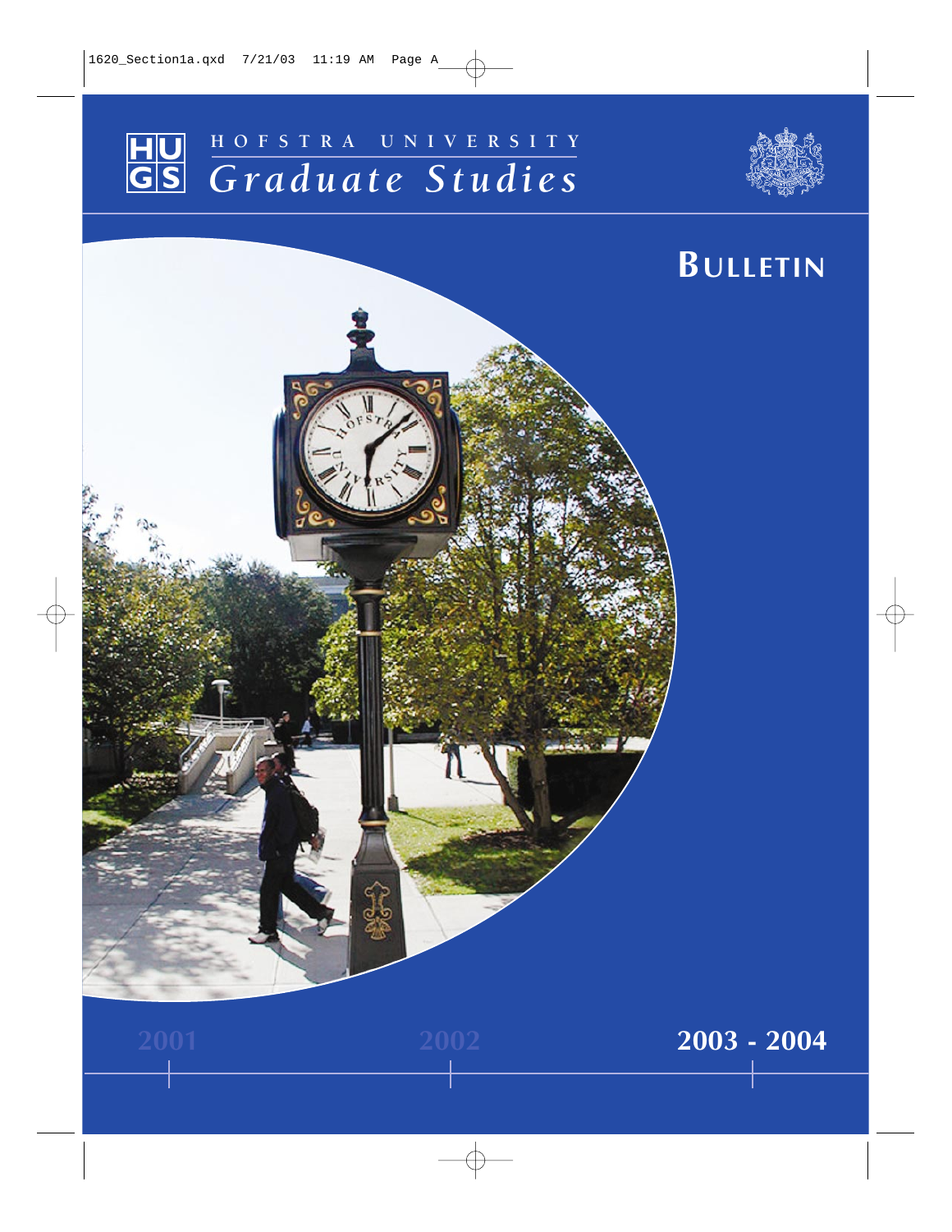HUGS

HOFSTRA UNIVERSITY

# *Graduate Studies*

## BULLETIN

2001 2002 **2003 - 2004**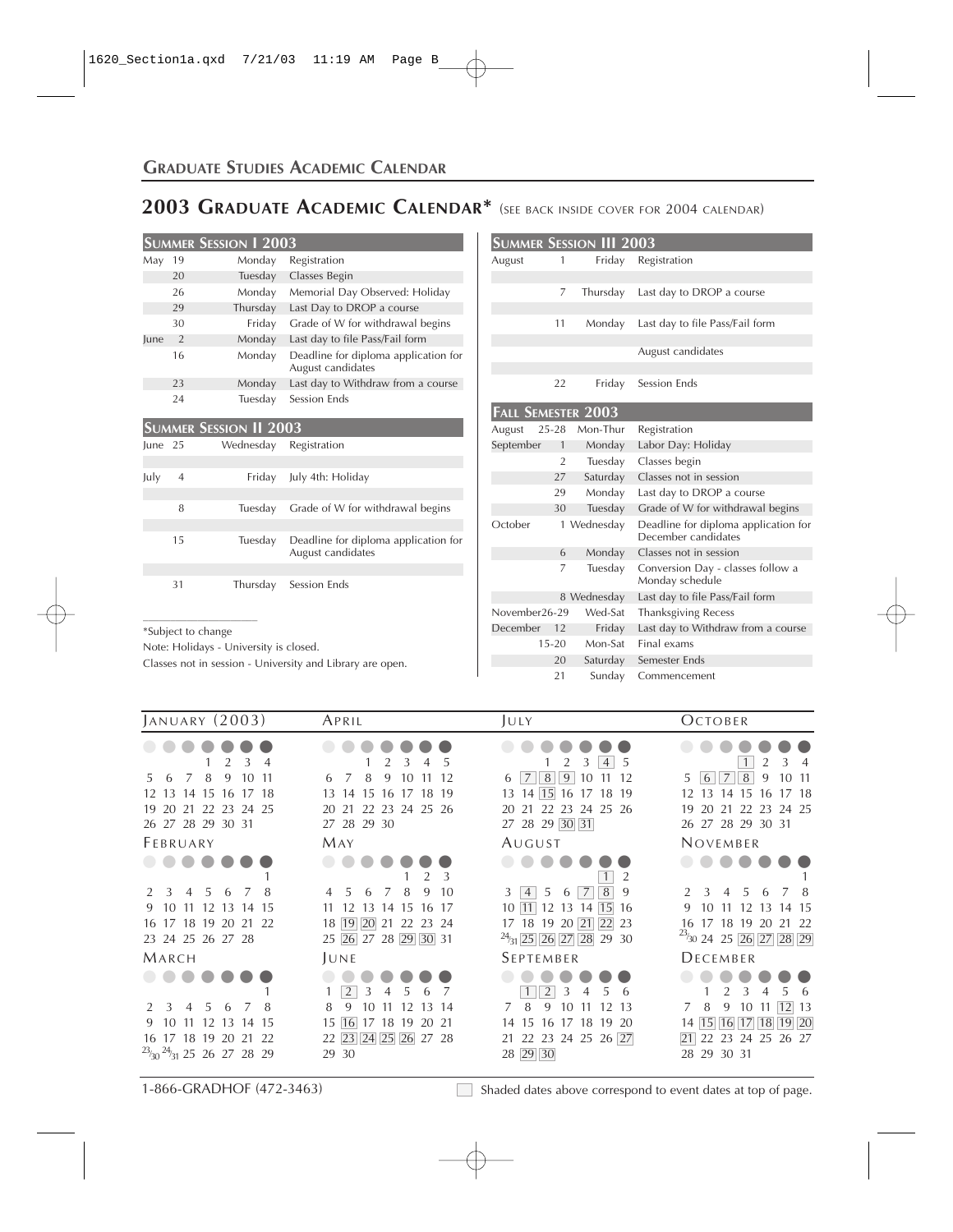## Graduate Studies Academic Calendar

# 2003 Graduate Academic Calendar* (see back inside cover for 2004 calendar)

### Summer Session I 2003

| Month | Date | Day | Event |
|---|---|---|---|
| May | 19 | Monday | Registration |
| | 20 | Tuesday | Classes Begin |
| | 26 | Monday | Memorial Day Observed: Holiday |
| | 29 | Thursday | Last Day to DROP a course |
| | 30 | Friday | Grade of W for withdrawal begins |
| June | 2 | Monday | Last day to file Pass/Fail form |
| | 16 | Monday | Deadline for diploma application for August candidates |
| | 23 | Monday | Last day to Withdraw from a course |
| | 24 | Tuesday | Session Ends |

### Summer Session II 2003

| Month | Date | Day | Event |
|---|---|---|---|
| June | 25 | Wednesday | Registration |
| July | 4 | Friday | July 4th: Holiday |
| | 8 | Tuesday | Grade of W for withdrawal begins |
| | 15 | Tuesday | Deadline for diploma application for August candidates |
| | 31 | Thursday | Session Ends |

*Subject to change

Note: Holidays - University is closed.

Classes not in session - University and Library are open.

### Summer Session III 2003

| Month | Date | Day | Event |
|---|---|---|---|
| August | 1 | Friday | Registration |
| | 7 | Thursday | Last day to DROP a course |
| | 11 | Monday | Last day to file Pass/Fail form |
| | | | August candidates |
| | 22 | Friday | Session Ends |

### Fall Semester 2003

| Month | Date | Day | Event |
|---|---|---|---|
| August | 25-28 | Mon-Thur | Registration |
| September | 1 | Monday | Labor Day: Holiday |
| | 2 | Tuesday | Classes begin |
| | 27 | Saturday | Classes not in session |
| | 29 | Monday | Last day to DROP a course |
| | 30 | Tuesday | Grade of W for withdrawal begins |
| October | 1 | Wednesday | Deadline for diploma application for December candidates |
| | 6 | Monday | Classes not in session |
| | 7 | Tuesday | Conversion Day - classes follow a Monday schedule |
| | 8 | Wednesday | Last day to file Pass/Fail form |
| November | 26-29 | Wed-Sat | Thanksgiving Recess |
| December | 12 | Friday | Last day to Withdraw from a course |
| | 15-20 | Mon-Sat | Final exams |
| | 20 | Saturday | Semester Ends |
| | 21 | Sunday | Commencement |

### January (2003)

| S | M | T | W | T | F | S |
|---|---|---|---|---|---|---|
| | | | 1 | 2 | 3 | 4 |
| 5 | 6 | 7 | 8 | 9 | 10 | 11 |
| 12 | 13 | 14 | 15 | 16 | 17 | 18 |
| 19 | 20 | 21 | 22 | 23 | 24 | 25 |
| 26 | 27 | 28 | 29 | 30 | 31 | |

### February

| S | M | T | W | T | F | S |
|---|---|---|---|---|---|---|
| | | | | | | 1 |
| 2 | 3 | 4 | 5 | 6 | 7 | 8 |
| 9 | 10 | 11 | 12 | 13 | 14 | 15 |
| 16 | 17 | 18 | 19 | 20 | 21 | 22 |
| 23 | 24 | 25 | 26 | 27 | 28 | |

### March

| S | M | T | W | T | F | S |
|---|---|---|---|---|---|---|
| | | | | | | 1 |
| 2 | 3 | 4 | 5 | 6 | 7 | 8 |
| 9 | 10 | 11 | 12 | 13 | 14 | 15 |
| 16 | 17 | 18 | 19 | 20 | 21 | 22 |
| 23/30 | 24/31 | 25 | 26 | 27 | 28 | 29 |

### April

| S | M | T | W | T | F | S |
|---|---|---|---|---|---|---|
| | | 1 | 2 | 3 | 4 | 5 |
| 6 | 7 | 8 | 9 | 10 | 11 | 12 |
| 13 | 14 | 15 | 16 | 17 | 18 | 19 |
| 20 | 21 | 22 | 23 | 24 | 25 | 26 |
| 27 | 28 | 29 | 30 | | | |

### May

| S | M | T | W | T | F | S |
|---|---|---|---|---|---|---|
| | | | | 1 | 2 | 3 |
| 4 | 5 | 6 | 7 | 8 | 9 | 10 |
| 11 | 12 | 13 | 14 | 15 | 16 | 17 |
| 18 | [19] | [20] | 21 | 22 | 23 | 24 |
| 25 | [26] | 27 | 28 | [29] | [30] | 31 |

### June

| S | M | T | W | T | F | S |
|---|---|---|---|---|---|---|
| 1 | [2] | 3 | 4 | 5 | 6 | 7 |
| 8 | 9 | 10 | 11 | 12 | 13 | 14 |
| 15 | [16] | 17 | 18 | 19 | 20 | 21 |
| 22 | [23] | [24] | [25] | [26] | 27 | 28 |
| 29 | 30 | | | | | |

### July

| S | M | T | W | T | F | S |
|---|---|---|---|---|---|---|
| | | 1 | 2 | 3 | [4] | 5 |
| 6 | [7] | [8] | [9] | 10 | 11 | 12 |
| 13 | 14 | [15] | 16 | 17 | 18 | 19 |
| 20 | 21 | 22 | 23 | 24 | 25 | 26 |
| 27 | 28 | 29 | [30] | [31] | | |

### August

| S | M | T | W | T | F | S |
|---|---|---|---|---|---|---|
| | | | | | [1] | 2 |
| 3 | [4] | 5 | 6 | [7] | [8] | 9 |
| 10 | [11] | 12 | 13 | 14 | [15] | 16 |
| 17 | 18 | 19 | 20 | [21] | [22] | 23 |
| 24/31 | [25] | [26] | [27] | [28] | 29 | 30 |

### September

| S | M | T | W | T | F | S |
|---|---|---|---|---|---|---|
| | [1] | [2] | 3 | 4 | 5 | 6 |
| 7 | 8 | 9 | 10 | 11 | 12 | 13 |
| 14 | 15 | 16 | 17 | 18 | 19 | 20 |
| 21 | 22 | 23 | 24 | 25 | 26 | [27] |
| 28 | [29] | [30] | | | | |

### October

| S | M | T | W | T | F | S |
|---|---|---|---|---|---|---|
| | | | [1] | 2 | 3 | 4 |
| 5 | [6] | [7] | [8] | 9 | 10 | 11 |
| 12 | 13 | 14 | 15 | 16 | 17 | 18 |
| 19 | 20 | 21 | 22 | 23 | 24 | 25 |
| 26 | 27 | 28 | 29 | 30 | 31 | |

### November

| S | M | T | W | T | F | S |
|---|---|---|---|---|---|---|
| | | | | | | 1 |
| 2 | 3 | 4 | 5 | 6 | 7 | 8 |
| 9 | 10 | 11 | 12 | 13 | 14 | 15 |
| 16 | 17 | 18 | 19 | 20 | 21 | 22 |
| 23/30 | 24 | 25 | [26] | [27] | [28] | [29] |

### December

| S | M | T | W | T | F | S |
|---|---|---|---|---|---|---|
| | 1 | 2 | 3 | 4 | 5 | 6 |
| 7 | 8 | 9 | 10 | 11 | [12] | 13 |
| 14 | [15] | [16] | [17] | [18] | [19] | [20] |
| [21] | 22 | 23 | 24 | 25 | 26 | 27 |
| 28 | 29 | 30 | 31 | | | |

1-866-GRADHOF (472-3463)

Shaded dates above correspond to event dates at top of page.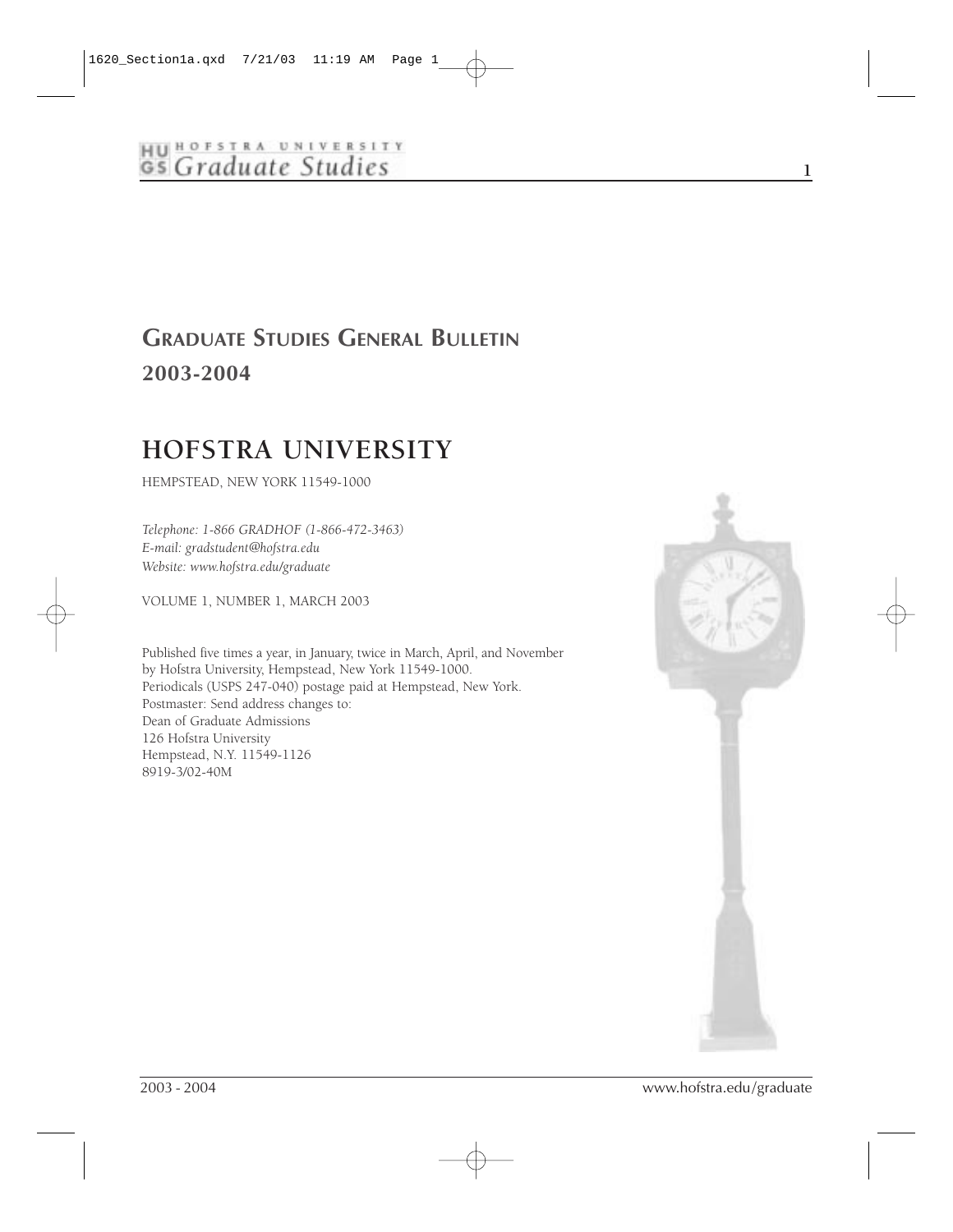# GRADUATE STUDIES GENERAL BULLETIN

## 2003-2004

# HOFSTRA UNIVERSITY

HEMPSTEAD, NEW YORK 11549-1000

*Telephone: 1-866 GRADHOF (1-866-472-3463)*
*E-mail: gradstudent@hofstra.edu*
*Website: www.hofstra.edu/graduate*

VOLUME 1, NUMBER 1, MARCH 2003

Published five times a year, in January, twice in March, April, and November
by Hofstra University, Hempstead, New York 11549-1000.
Periodicals (USPS 247-040) postage paid at Hempstead, New York.
Postmaster: Send address changes to:
Dean of Graduate Admissions
126 Hofstra University
Hempstead, N.Y. 11549-1126
8919-3/02-40M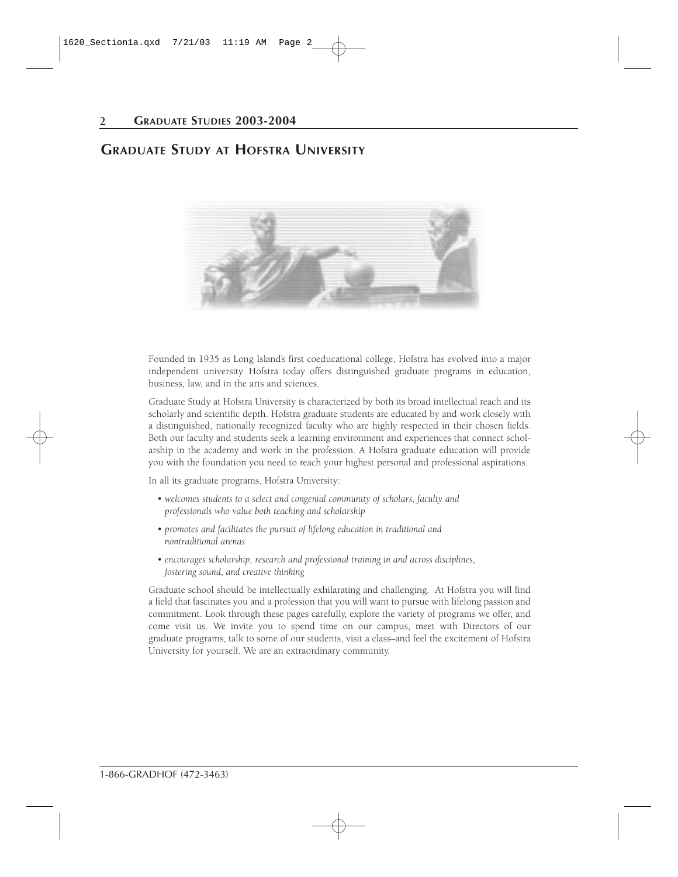# Graduate Study at Hofstra University

Founded in 1935 as Long Island's first coeducational college, Hofstra has evolved into a major independent university. Hofstra today offers distinguished graduate programs in education, business, law, and in the arts and sciences.

Graduate Study at Hofstra University is characterized by both its broad intellectual reach and its scholarly and scientific depth. Hofstra graduate students are educated by and work closely with a distinguished, nationally recognized faculty who are highly respected in their chosen fields. Both our faculty and students seek a learning environment and experiences that connect scholarship in the academy and work in the profession. A Hofstra graduate education will provide you with the foundation you need to reach your highest personal and professional aspirations.

In all its graduate programs, Hofstra University:

- *welcomes students to a select and congenial community of scholars, faculty and professionals who value both teaching and scholarship*
- *promotes and facilitates the pursuit of lifelong education in traditional and nontraditional arenas*
- *encourages scholarship, research and professional training in and across disciplines, fostering sound, and creative thinking*

Graduate school should be intellectually exhilarating and challenging. At Hofstra you will find a field that fascinates you and a profession that you will want to pursue with lifelong passion and commitment. Look through these pages carefully, explore the variety of programs we offer, and come visit us. We invite you to spend time on our campus, meet with Directors of our graduate programs, talk to some of our students, visit a class–and feel the excitement of Hofstra University for yourself. We are an extraordinary community.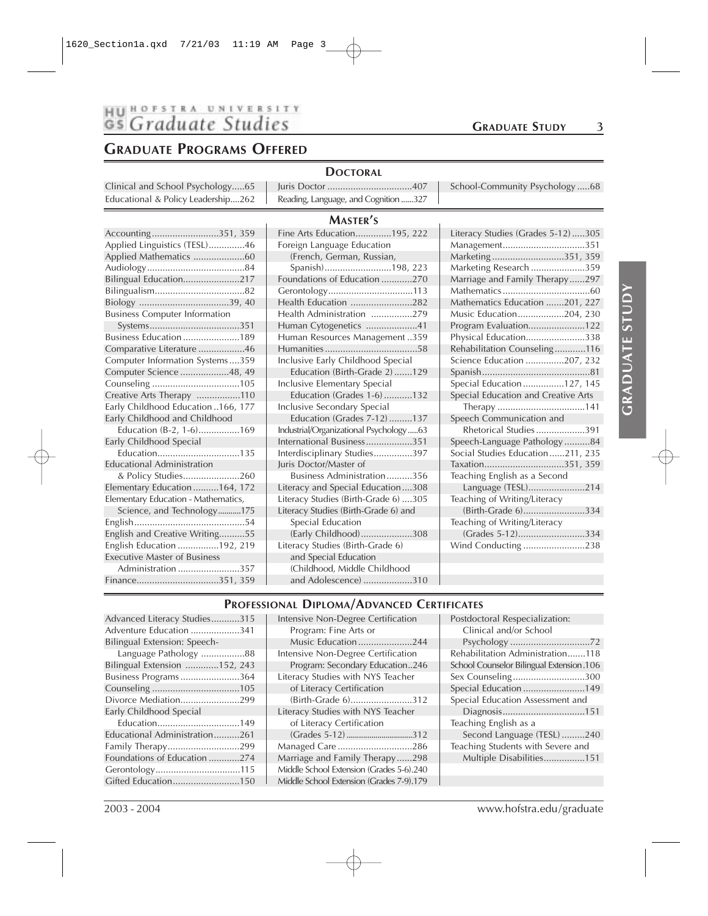# Graduate Programs Offered

## Doctoral

- Clinical and School Psychology.....65
- Educational & Policy Leadership....262
- Juris Doctor .................................407
- Reading, Language, and Cognition ......327
- School-Community Psychology .....68

## Master's

- Accounting..........................351, 359
- Applied Linguistics (TESL)..............46
- Applied Mathematics ....................60
- Audiology......................................84
- Bilingual Education......................217
- Bilingualism..................................82
- Biology ...................................39, 40
- Business Computer Information Systems...................................351
- Business Education ......................189
- Comparative Literature ..................46
- Computer Information Systems ....359
- Computer Science ...................48, 49
- Counseling ..................................105
- Creative Arts Therapy .................110
- Early Childhood Education ..166, 177
- Early Childhood and Childhood Education (B-2, 1-6)................169
- Early Childhood Special Education................................135
- Educational Administration & Policy Studies......................260
- Elementary Education ..........164, 172
- Elementary Education - Mathematics, Science, and Technology...........175
- English...........................................54
- English and Creative Writing..........55
- English Education ................192, 219
- Executive Master of Business Administration ........................357
- Finance................................351, 359
- Fine Arts Education.............195, 222
- Foreign Language Education (French, German, Russian, Spanish)..........................198, 223
- Foundations of Education ............270
- Gerontology.................................113
- Health Education ........................282
- Health Administration ................279
- Human Cytogenetics ....................41
- Human Resources Management ..359
- Humanities....................................58
- Inclusive Early Childhood Special Education (Birth-Grade 2) .......129
- Inclusive Elementary Special Education (Grades 1-6) ...........132
- Inclusive Secondary Special Education (Grades 7-12) .........137
- Industrial/Organizational Psychology.....63
- International Business..................351
- Interdisciplinary Studies...............397
- Juris Doctor/Master of Business Administration..........356
- Literacy and Special Education....308
- Literacy Studies (Birth-Grade 6) ....305
- Literacy Studies (Birth-Grade 6) and Special Education (Early Childhood)....................308
- Literacy Studies (Birth-Grade 6) and Special Education (Childhood, Middle Childhood and Adolescence) ...................310
- Literacy Studies (Grades 5-12) .....305
- Management................................351
- Marketing ............................351, 359
- Marketing Research .....................359
- Marriage and Family Therapy ......297
- Mathematics ..................................60
- Mathematics Education .......201, 227
- Music Education..................204, 230
- Program Evaluation......................122
- Physical Education.......................338
- Rehabilitation Counseling............116
- Science Education ...............207, 232
- Spanish..........................................81
- Special Education ................127, 145
- Special Education and Creative Arts Therapy ..................................141
- Speech Communication and Rhetorical Studies ...................391
- Speech-Language Pathology ..........84
- Social Studies Education ......211, 235
- Taxation...............................351, 359
- Teaching English as a Second Language (TESL)......................214
- Teaching of Writing/Literacy (Birth-Grade 6)........................334
- Teaching of Writing/Literacy (Grades 5-12)..........................334
- Wind Conducting ........................238

## Professional Diploma/Advanced Certificates

- Advanced Literacy Studies...........315
- Adventure Education ...................341
- Bilingual Extension: Speech-Language Pathology .................88
- Bilingual Extension .............152, 243
- Business Programs .......................364
- Counseling ..................................105
- Divorce Mediation.......................299
- Early Childhood Special Education................................149
- Educational Administration..........261
- Family Therapy............................299
- Foundations of Education ............274
- Gerontology.................................115
- Gifted Education..........................150
- Intensive Non-Degree Certification Program: Fine Arts or Music Education .....................244
- Intensive Non-Degree Certification Program: Secondary Education..246
- Literacy Studies with NYS Teacher of Literacy Certification (Birth-Grade 6)........................312
- Literacy Studies with NYS Teacher of Literacy Certification (Grades 5-12) ...............................312
- Managed Care .............................286
- Marriage and Family Therapy ......298
- Middle School Extension (Grades 5-6).240
- Middle School Extension (Grades 7-9).179
- Postdoctoral Respecialization: Clinical and/or School Psychology ...............................72
- Rehabilitation Administration.......118
- School Counselor Bilingual Extension.106
- Sex Counseling............................300
- Special Education ........................149
- Special Education Assessment and Diagnosis................................151
- Teaching English as a Second Language (TESL) .........240
- Teaching Students with Severe and Multiple Disabilities................151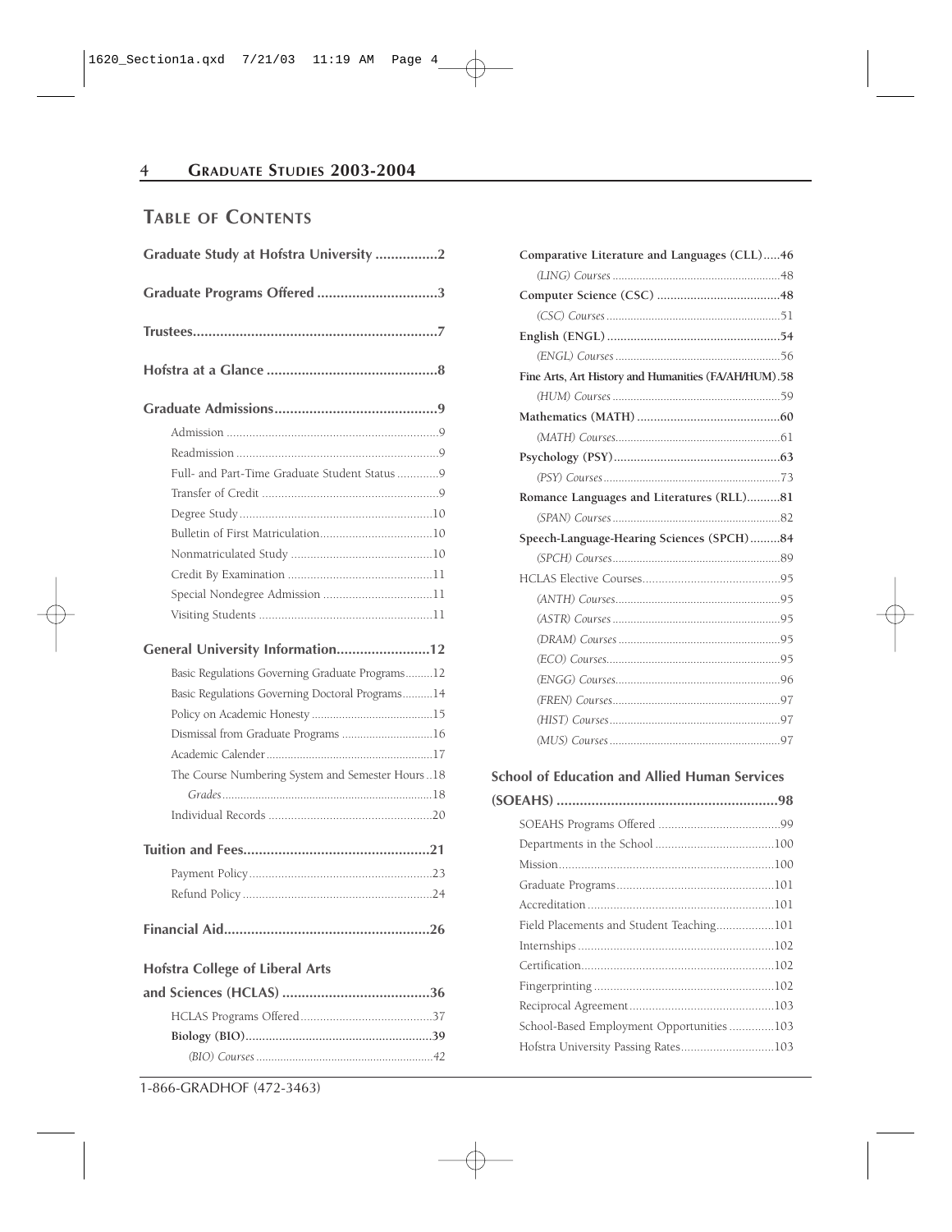## TABLE OF CONTENTS

**Graduate Study at Hofstra University ................2**

**Graduate Programs Offered ...............................3**

**Trustees...............................................................7**

**Hofstra at a Glance ............................................8**

**Graduate Admissions..........................................9**

- Admission ..................................................................9
- Readmission ...............................................................9
- Full- and Part-Time Graduate Student Status .............9
- Transfer of Credit .......................................................9
- Degree Study............................................................10
- Bulletin of First Matriculation...................................10
- Nonmatriculated Study ............................................10
- Credit By Examination .............................................11
- Special Nondegree Admission ..................................11
- Visiting Students ......................................................11

**General University Information........................12**

- Basic Regulations Governing Graduate Programs.........12
- Basic Regulations Governing Doctoral Programs..........14
- Policy on Academic Honesty ......................................15
- Dismissal from Graduate Programs .............................16
- Academic Calender.....................................................17
- The Course Numbering System and Semester Hours ..18
  - *Grades*....................................................................18
- Individual Records ...................................................20

**Tuition and Fees................................................21**

- Payment Policy.........................................................23
- Refund Policy...........................................................24

**Financial Aid.....................................................26**

**Hofstra College of Liberal Arts and Sciences (HCLAS) ......................................36**

- HCLAS Programs Offered.........................................37
- **Biology (BIO)........................................................39**
  - *(BIO) Courses*...........................................................42
- **Comparative Literature and Languages (CLL).....46**
  - *(LING) Courses*........................................................48
- **Computer Science (CSC) ....................................48**
  - *(CSC) Courses*..........................................................51
- **English (ENGL) ...................................................54**
  - *(ENGL) Courses*.......................................................56
- **Fine Arts, Art History and Humanities (FA/AH/HUM).58**
  - *(HUM) Courses*........................................................59
- **Mathematics (MATH) ..........................................60**
  - *(MATH) Courses*......................................................61
- **Psychology (PSY).................................................63**
  - *(PSY) Courses*...........................................................73
- **Romance Languages and Literatures (RLL)..........81**
  - *(SPAN) Courses*........................................................82
- **Speech-Language-Hearing Sciences (SPCH).........84**
  - *(SPCH) Courses*........................................................89
- HCLAS Elective Courses...........................................95
  - *(ANTH) Courses*......................................................95
  - *(ASTR) Courses*.......................................................95
  - *(DRAM) Courses*......................................................95
  - *(ECO) Courses*..........................................................95
  - *(ENGG) Courses*......................................................96
  - *(FREN) Courses*.......................................................97
  - *(HIST) Courses*.........................................................97
  - *(MUS) Courses*.........................................................97

**School of Education and Allied Human Services (SOEAHS) ..........................................................98**

- SOEAHS Programs Offered ......................................99
- Departments in the School .....................................100
- Mission...................................................................100
- Graduate Programs.................................................101
- Accreditation..........................................................101
- Field Placements and Student Teaching..................101
- Internships.............................................................102
- Certification...........................................................102
- Fingerprinting........................................................102
- Reciprocal Agreement.............................................103
- School-Based Employment Opportunities ..............103
- Hofstra University Passing Rates.............................103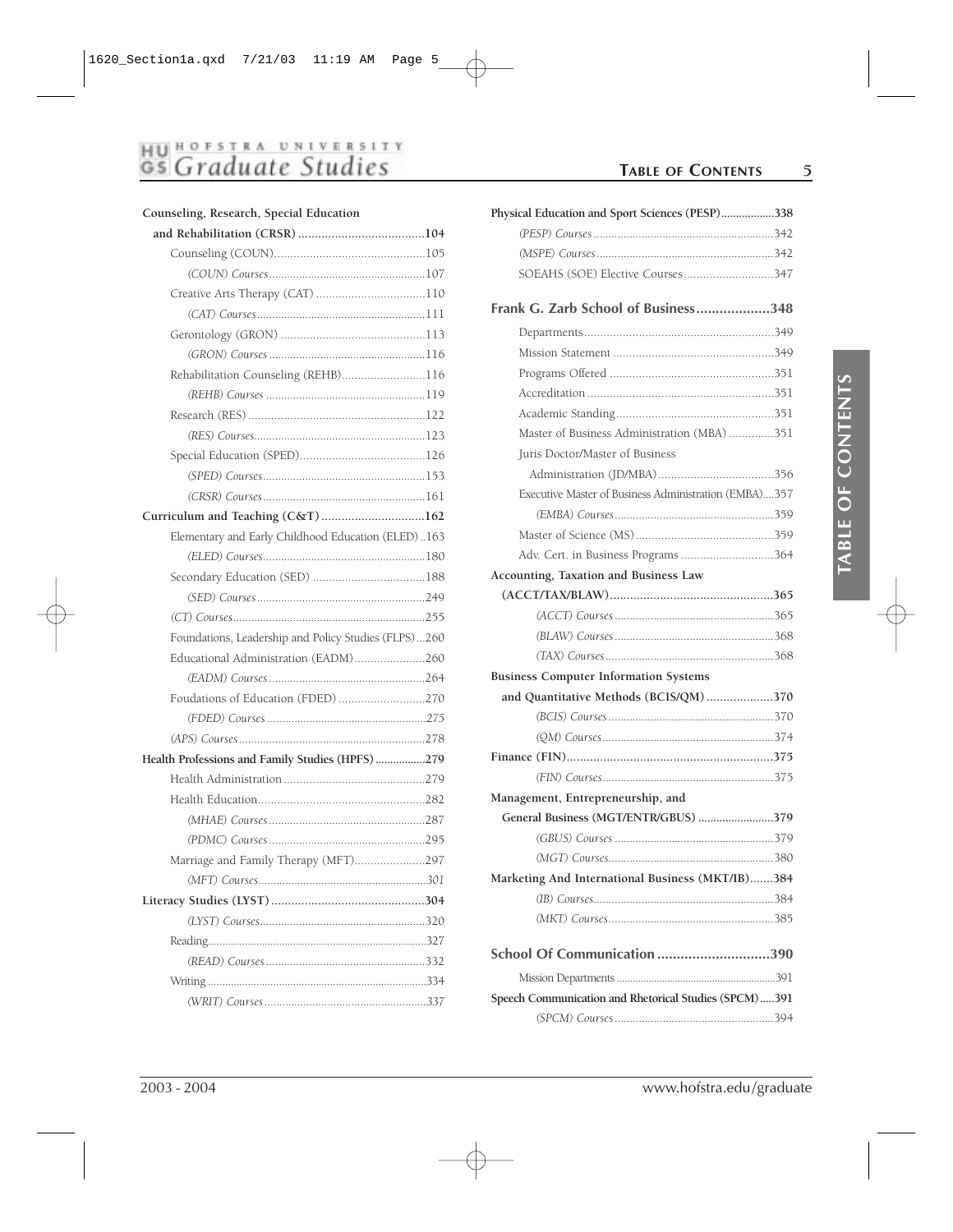**Counseling, Research, Special Education and Rehabilitation (CRSR)** .....104

- Counseling (COUN) .....105
  - *(COUN) Courses* .....107
- Creative Arts Therapy (CAT) .....110
  - *(CAT) Courses* .....111
- Gerontology (GRON) .....113
  - *(GRON) Courses* .....116
- Rehabilitation Counseling (REHB) .....116
  - *(REHB) Courses* .....119
- Research (RES) .....122
  - *(RES) Courses* .....123
- Special Education (SPED) .....126
  - *(SPED) Courses* .....153
  - *(CRSR) Courses* .....161

**Curriculum and Teaching (C&T)** .....162

- Elementary and Early Childhood Education (ELED) .....163
  - *(ELED) Courses* .....180
- Secondary Education (SED) .....188
  - *(SED) Courses* .....249
- *(CT) Courses* .....255
- Foundations, Leadership and Policy Studies (FLPS) .....260
- Educational Administration (EADM) .....260
  - *(EADM) Courses* .....264
- Foudations of Education (FDED) .....270
  - *(FDED) Courses* .....275
- *(APS) Courses* .....278

**Health Professions and Family Studies (HPFS)** .....279

- Health Administration .....279
- Health Education .....282
  - *(MHAE) Courses* .....287
  - *(PDMC) Courses* .....295
- Marriage and Family Therapy (MFT) .....297
  - *(MFT) Courses* .....301

**Literacy Studies (LYST)** .....304

- *(LYST) Courses* .....320
- Reading .....327
  - *(READ) Courses* .....332
- Writing .....334
  - *(WRIT) Courses* .....337

**Physical Education and Sport Sciences (PESP)** .....338

- *(PESP) Courses* .....342
- *(MSPE) Courses* .....342
- SOEAHS (SOE) Elective Courses .....347

## Frank G. Zarb School of Business .....348

- Departments .....349
- Mission Statement .....349
- Programs Offered .....351
- Accreditation .....351
- Academic Standing .....351
- Master of Business Administration (MBA) .....351
- Juris Doctor/Master of Business Administration (JD/MBA) .....356
- Executive Master of Business Administration (EMBA) .....357
  - *(EMBA) Courses* .....359
- Master of Science (MS) .....359
- Adv. Cert. in Business Programs .....364

**Accounting, Taxation and Business Law (ACCT/TAX/BLAW)** .....365

- *(ACCT) Courses* .....365
- *(BLAW) Courses* .....368
- *(TAX) Courses* .....368

**Business Computer Information Systems and Quantitative Methods (BCIS/QM)** .....370

- *(BCIS) Courses* .....370
- *(QM) Courses* .....374

**Finance (FIN)** .....375

- *(FIN) Courses* .....375

**Management, Entrepreneurship, and General Business (MGT/ENTR/GBUS)** .....379

- *(GBUS) Courses* .....379
- *(MGT) Courses* .....380

**Marketing And International Business (MKT/IB)** .....384

- *(IB) Courses* .....384
- *(MKT) Courses* .....385

## School Of Communication .....390

- Mission Departments .....391

**Speech Communication and Rhetorical Studies (SPCM)** .....391

- *(SPCM) Courses* .....394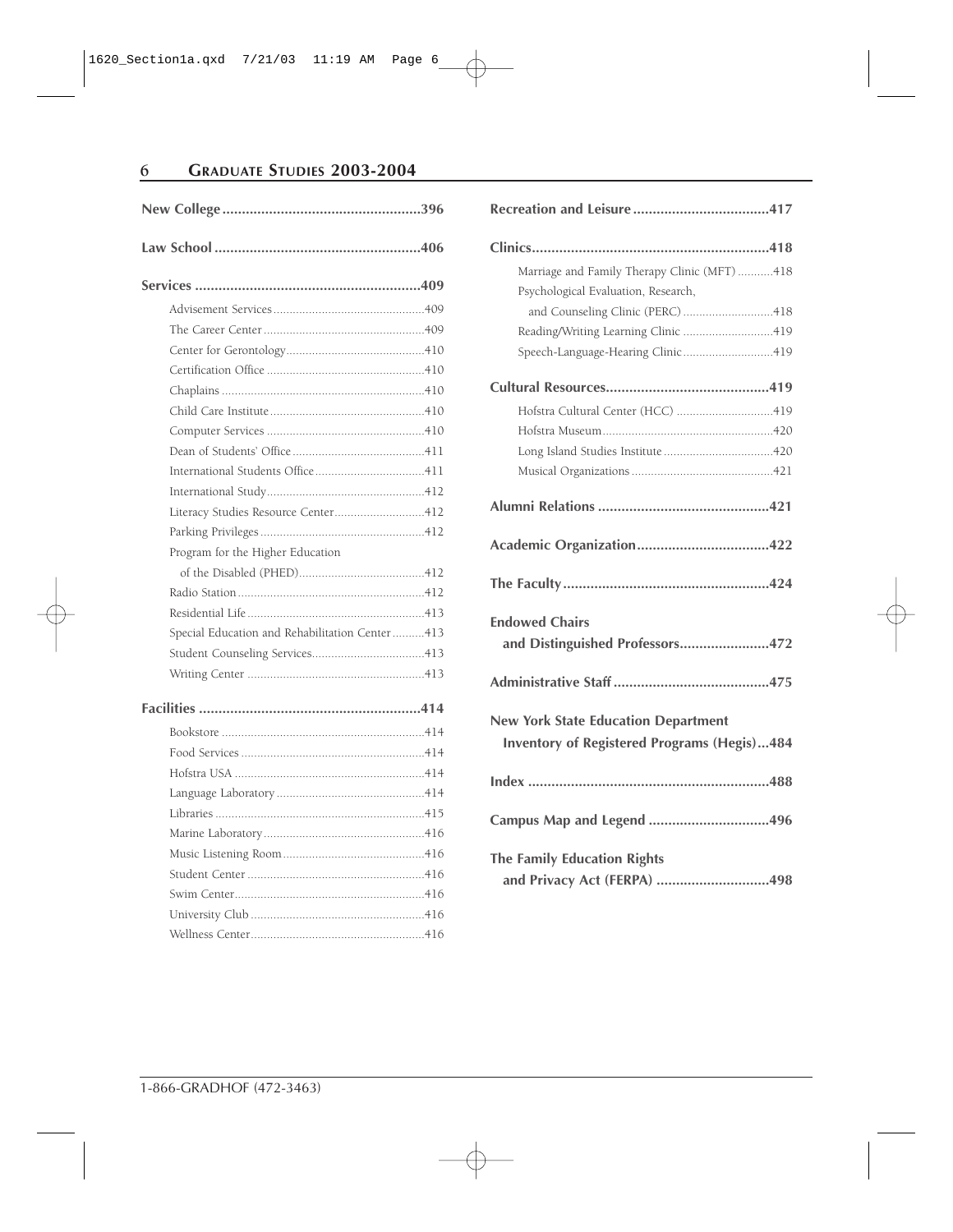**New College** ........................................396

**Law School** ........................................406

**Services** ........................................409

- Advisement Services ........................................409
- The Career Center ........................................409
- Center for Gerontology ........................................410
- Certification Office ........................................410
- Chaplains ........................................410
- Child Care Institute ........................................410
- Computer Services ........................................410
- Dean of Students' Office ........................................411
- International Students Office ........................................411
- International Study ........................................412
- Literacy Studies Resource Center ........................................412
- Parking Privileges ........................................412
- Program for the Higher Education of the Disabled (PHED) ........................................412
- Radio Station ........................................412
- Residential Life ........................................413
- Special Education and Rehabilitation Center ........................................413
- Student Counseling Services ........................................413
- Writing Center ........................................413

**Facilities** ........................................414

- Bookstore ........................................414
- Food Services ........................................414
- Hofstra USA ........................................414
- Language Laboratory ........................................414
- Libraries ........................................415
- Marine Laboratory ........................................416
- Music Listening Room ........................................416
- Student Center ........................................416
- Swim Center ........................................416
- University Club ........................................416
- Wellness Center ........................................416

**Recreation and Leisure** ........................................417

**Clinics** ........................................418

- Marriage and Family Therapy Clinic (MFT) ........................................418
- Psychological Evaluation, Research, and Counseling Clinic (PERC) ........................................418
- Reading/Writing Learning Clinic ........................................419
- Speech-Language-Hearing Clinic ........................................419

**Cultural Resources** ........................................419

- Hofstra Cultural Center (HCC) ........................................419
- Hofstra Museum ........................................420
- Long Island Studies Institute ........................................420
- Musical Organizations ........................................421

**Alumni Relations** ........................................421

**Academic Organization** ........................................422

**The Faculty** ........................................424

**Endowed Chairs and Distinguished Professors** ........................................472

**Administrative Staff** ........................................475

**New York State Education Department Inventory of Registered Programs (Hegis)** ...484

**Index** ........................................488

**Campus Map and Legend** ........................................496

**The Family Education Rights and Privacy Act (FERPA)** ........................................498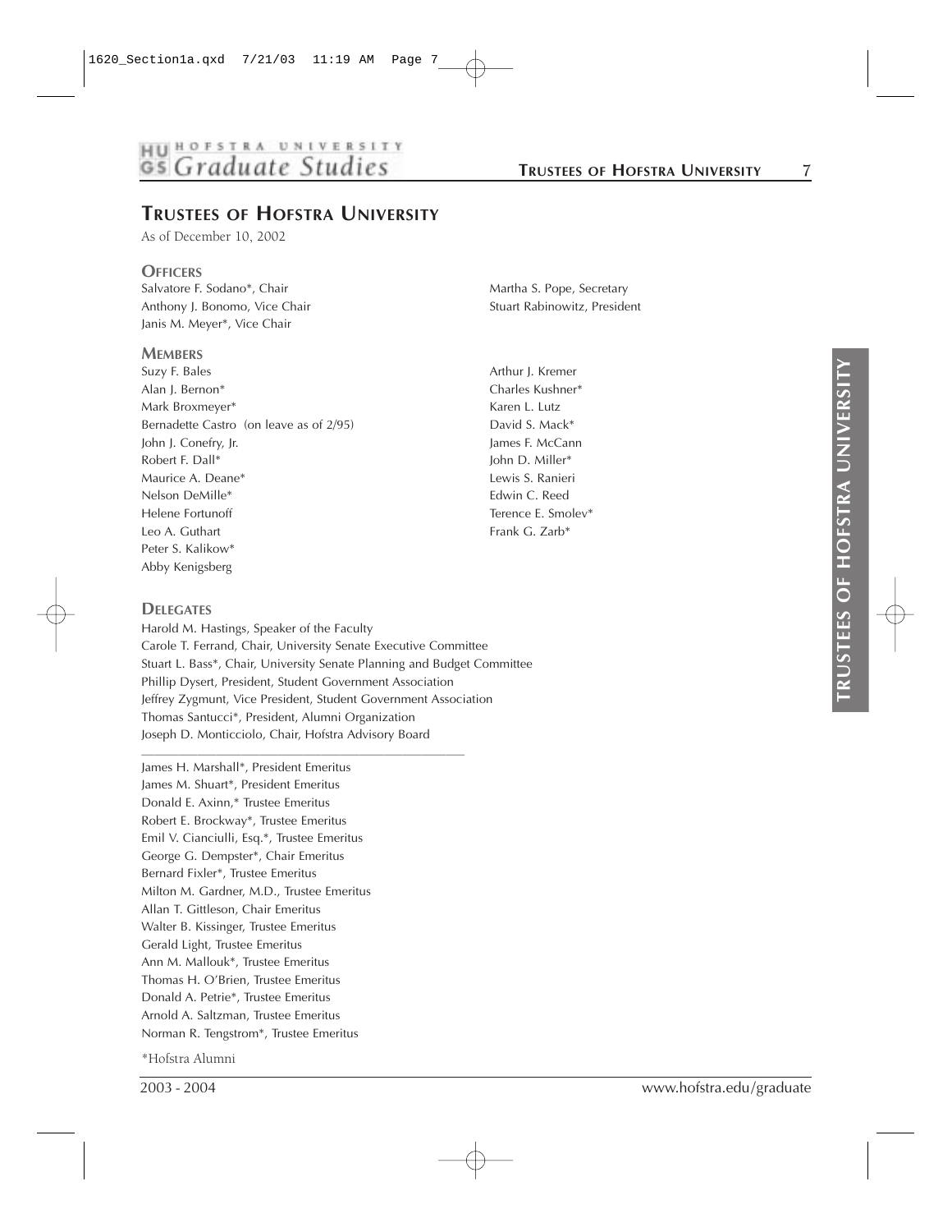## TRUSTEES OF HOFSTRA UNIVERSITY

As of December 10, 2002

### OFFICERS

Salvatore F. Sodano*, Chair
Anthony J. Bonomo, Vice Chair
Janis M. Meyer*, Vice Chair
Martha S. Pope, Secretary
Stuart Rabinowitz, President

### MEMBERS

Suzy F. Bales
Alan J. Bernon*
Mark Broxmeyer*
Bernadette Castro (on leave as of 2/95)
John J. Conefry, Jr.
Robert F. Dall*
Maurice A. Deane*
Nelson DeMille*
Helene Fortunoff
Leo A. Guthart
Peter S. Kalikow*
Abby Kenigsberg
Arthur J. Kremer
Charles Kushner*
Karen L. Lutz
David S. Mack*
James F. McCann
John D. Miller*
Lewis S. Ranieri
Edwin C. Reed
Terence E. Smolev*
Frank G. Zarb*

### DELEGATES

Harold M. Hastings, Speaker of the Faculty
Carole T. Ferrand, Chair, University Senate Executive Committee
Stuart L. Bass*, Chair, University Senate Planning and Budget Committee
Phillip Dysert, President, Student Government Association
Jeffrey Zygmunt, Vice President, Student Government Association
Thomas Santucci*, President, Alumni Organization
Joseph D. Monticciolo, Chair, Hofstra Advisory Board

---

James H. Marshall*, President Emeritus
James M. Shuart*, President Emeritus
Donald E. Axinn,* Trustee Emeritus
Robert E. Brockway*, Trustee Emeritus
Emil V. Cianciulli, Esq.*, Trustee Emeritus
George G. Dempster*, Chair Emeritus
Bernard Fixler*, Trustee Emeritus
Milton M. Gardner, M.D., Trustee Emeritus
Allan T. Gittleson, Chair Emeritus
Walter B. Kissinger, Trustee Emeritus
Gerald Light, Trustee Emeritus
Ann M. Mallouk*, Trustee Emeritus
Thomas H. O'Brien, Trustee Emeritus
Donald A. Petrie*, Trustee Emeritus
Arnold A. Saltzman, Trustee Emeritus
Norman R. Tengstrom*, Trustee Emeritus

*Hofstra Alumni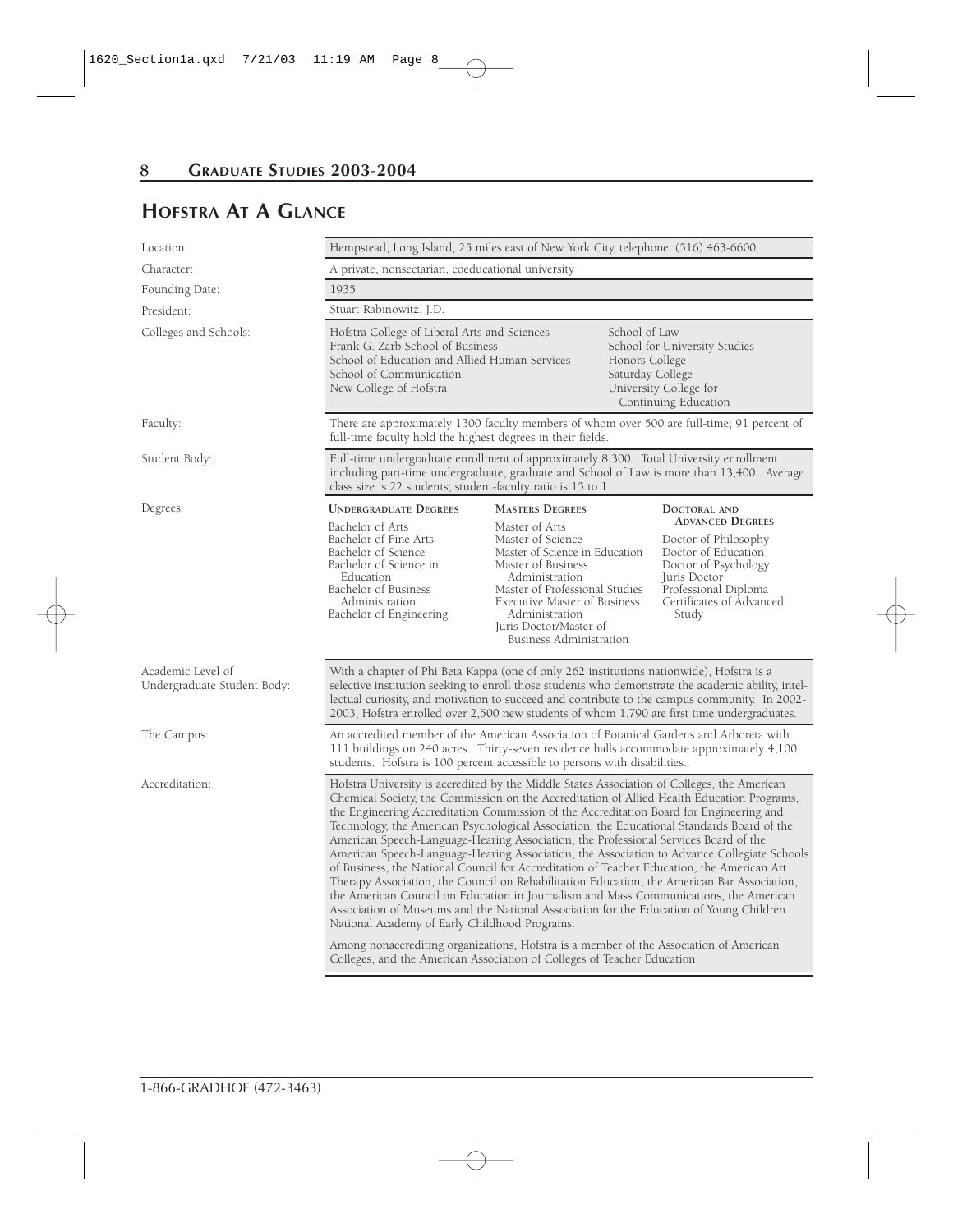# HOFSTRA AT A GLANCE

| | |
|---|---|
| Location: | Hempstead, Long Island, 25 miles east of New York City, telephone: (516) 463-6600. |
| Character: | A private, nonsectarian, coeducational university |
| Founding Date: | 1935 |
| President: | Stuart Rabinowitz, J.D. |
| Colleges and Schools: | Hofstra College of Liberal Arts and Sciences<br>Frank G. Zarb School of Business<br>School of Education and Allied Human Services<br>School of Communication<br>New College of Hofstra<br>School of Law<br>School for University Studies<br>Honors College<br>Saturday College<br>University College for Continuing Education |
| Faculty: | There are approximately 1300 faculty members of whom over 500 are full-time; 91 percent of full-time faculty hold the highest degrees in their fields. |
| Student Body: | Full-time undergraduate enrollment of approximately 8,300. Total University enrollment including part-time undergraduate, graduate and School of Law is more than 13,400. Average class size is 22 students; student-faculty ratio is 15 to 1. |
| Degrees: | **UNDERGRADUATE DEGREES**<br>Bachelor of Arts<br>Bachelor of Fine Arts<br>Bachelor of Science<br>Bachelor of Science in Education<br>Bachelor of Business Administration<br>Bachelor of Engineering<br><br>**MASTERS DEGREES**<br>Master of Arts<br>Master of Science<br>Master of Science in Education<br>Master of Business Administration<br>Master of Professional Studies<br>Executive Master of Business Administration<br>Juris Doctor/Master of Business Administration<br><br>**DOCTORAL AND ADVANCED DEGREES**<br>Doctor of Philosophy<br>Doctor of Education<br>Doctor of Psychology<br>Juris Doctor<br>Professional Diploma<br>Certificates of Advanced Study |
| Academic Level of Undergraduate Student Body: | With a chapter of Phi Beta Kappa (one of only 262 institutions nationwide), Hofstra is a selective institution seeking to enroll those students who demonstrate the academic ability, intellectual curiosity, and motivation to succeed and contribute to the campus community. In 2002-2003, Hofstra enrolled over 2,500 new students of whom 1,790 are first time undergraduates. |
| The Campus: | An accredited member of the American Association of Botanical Gardens and Arboreta with 111 buildings on 240 acres. Thirty-seven residence halls accommodate approximately 4,100 students. Hofstra is 100 percent accessible to persons with disabilities.. |
| Accreditation: | Hofstra University is accredited by the Middle States Association of Colleges, the American Chemical Society, the Commission on the Accreditation of Allied Health Education Programs, the Engineering Accreditation Commission of the Accreditation Board for Engineering and Technology, the American Psychological Association, the Educational Standards Board of the American Speech-Language-Hearing Association, the Professional Services Board of the American Speech-Language-Hearing Association, the Association to Advance Collegiate Schools of Business, the National Council for Accreditation of Teacher Education, the American Art Therapy Association, the Council on Rehabilitation Education, the American Bar Association, the American Council on Education in Journalism and Mass Communications, the American Association of Museums and the National Association for the Education of Young Children National Academy of Early Childhood Programs.<br><br>Among nonaccrediting organizations, Hofstra is a member of the Association of American Colleges, and the American Association of Colleges of Teacher Education. |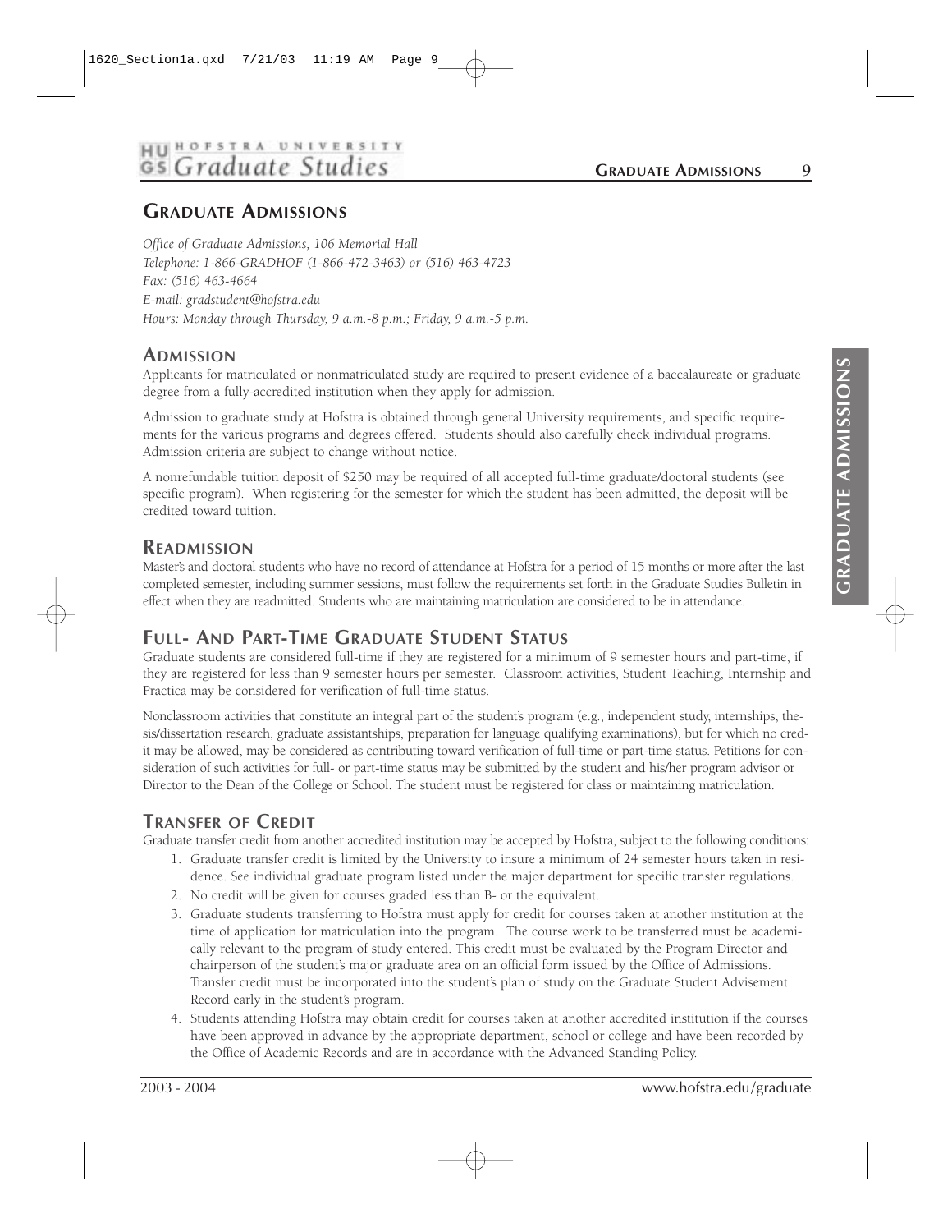# GRADUATE ADMISSIONS

*Office of Graduate Admissions, 106 Memorial Hall*
*Telephone: 1-866-GRADHOF (1-866-472-3463) or (516) 463-4723*
*Fax: (516) 463-4664*
*E-mail: gradstudent@hofstra.edu*
*Hours: Monday through Thursday, 9 a.m.-8 p.m.; Friday, 9 a.m.-5 p.m.*

## ADMISSION

Applicants for matriculated or nonmatriculated study are required to present evidence of a baccalaureate or graduate degree from a fully-accredited institution when they apply for admission.

Admission to graduate study at Hofstra is obtained through general University requirements, and specific requirements for the various programs and degrees offered. Students should also carefully check individual programs. Admission criteria are subject to change without notice.

A nonrefundable tuition deposit of $250 may be required of all accepted full-time graduate/doctoral students (see specific program). When registering for the semester for which the student has been admitted, the deposit will be credited toward tuition.

## READMISSION

Master's and doctoral students who have no record of attendance at Hofstra for a period of 15 months or more after the last completed semester, including summer sessions, must follow the requirements set forth in the Graduate Studies Bulletin in effect when they are readmitted. Students who are maintaining matriculation are considered to be in attendance.

## FULL- AND PART-TIME GRADUATE STUDENT STATUS

Graduate students are considered full-time if they are registered for a minimum of 9 semester hours and part-time, if they are registered for less than 9 semester hours per semester. Classroom activities, Student Teaching, Internship and Practica may be considered for verification of full-time status.

Nonclassroom activities that constitute an integral part of the student's program (e.g., independent study, internships, thesis/dissertation research, graduate assistantships, preparation for language qualifying examinations), but for which no credit may be allowed, may be considered as contributing toward verification of full-time or part-time status. Petitions for consideration of such activities for full- or part-time status may be submitted by the student and his/her program advisor or Director to the Dean of the College or School. The student must be registered for class or maintaining matriculation.

## TRANSFER OF CREDIT

Graduate transfer credit from another accredited institution may be accepted by Hofstra, subject to the following conditions:

1. Graduate transfer credit is limited by the University to insure a minimum of 24 semester hours taken in residence. See individual graduate program listed under the major department for specific transfer regulations.
2. No credit will be given for courses graded less than B- or the equivalent.
3. Graduate students transferring to Hofstra must apply for credit for courses taken at another institution at the time of application for matriculation into the program. The course work to be transferred must be academically relevant to the program of study entered. This credit must be evaluated by the Program Director and chairperson of the student's major graduate area on an official form issued by the Office of Admissions. Transfer credit must be incorporated into the student's plan of study on the Graduate Student Advisement Record early in the student's program.
4. Students attending Hofstra may obtain credit for courses taken at another accredited institution if the courses have been approved in advance by the appropriate department, school or college and have been recorded by the Office of Academic Records and are in accordance with the Advanced Standing Policy.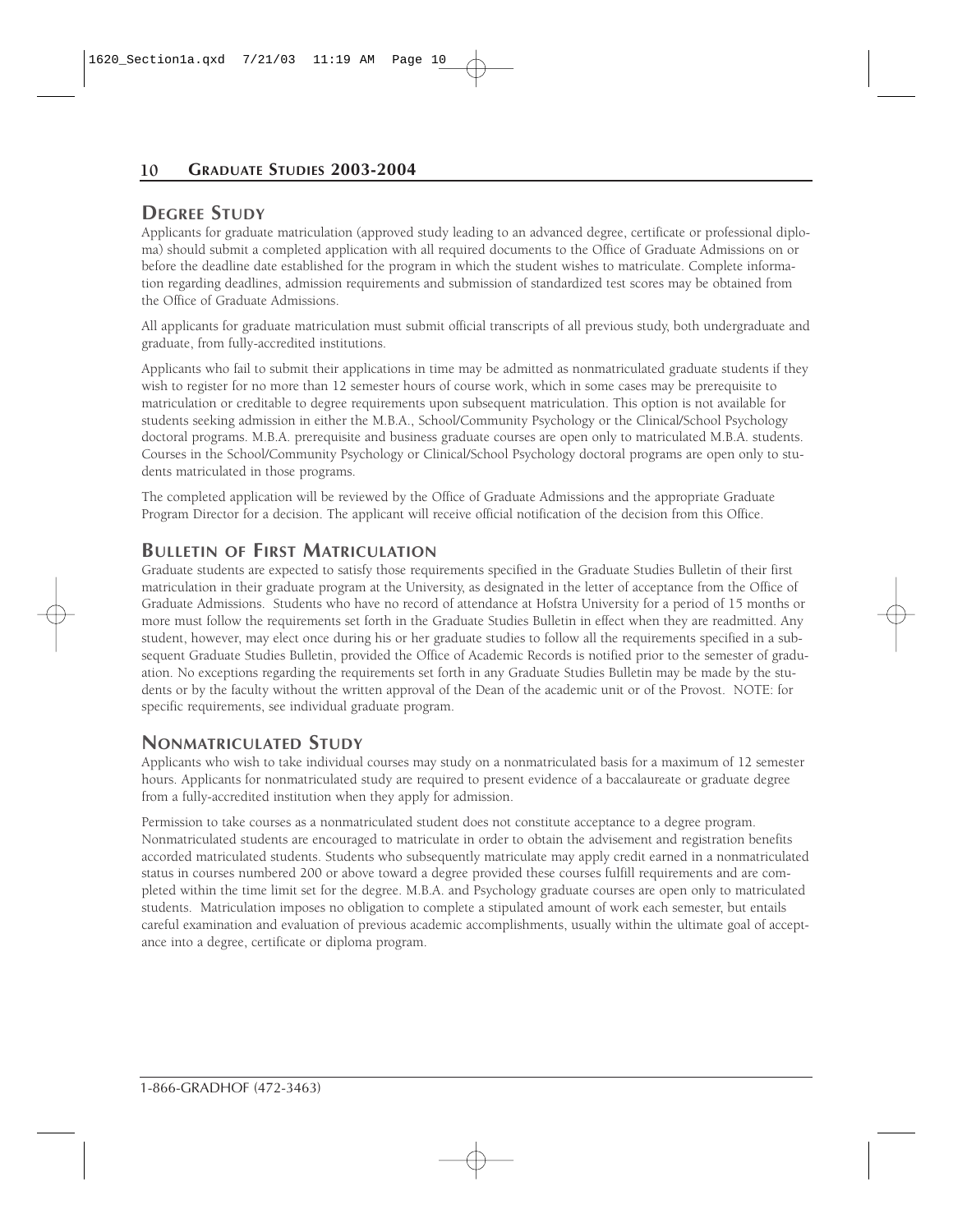## Degree Study

Applicants for graduate matriculation (approved study leading to an advanced degree, certificate or professional diploma) should submit a completed application with all required documents to the Office of Graduate Admissions on or before the deadline date established for the program in which the student wishes to matriculate. Complete information regarding deadlines, admission requirements and submission of standardized test scores may be obtained from the Office of Graduate Admissions.

All applicants for graduate matriculation must submit official transcripts of all previous study, both undergraduate and graduate, from fully-accredited institutions.

Applicants who fail to submit their applications in time may be admitted as nonmatriculated graduate students if they wish to register for no more than 12 semester hours of course work, which in some cases may be prerequisite to matriculation or creditable to degree requirements upon subsequent matriculation. This option is not available for students seeking admission in either the M.B.A., School/Community Psychology or the Clinical/School Psychology doctoral programs. M.B.A. prerequisite and business graduate courses are open only to matriculated M.B.A. students. Courses in the School/Community Psychology or Clinical/School Psychology doctoral programs are open only to students matriculated in those programs.

The completed application will be reviewed by the Office of Graduate Admissions and the appropriate Graduate Program Director for a decision. The applicant will receive official notification of the decision from this Office.

## Bulletin of First Matriculation

Graduate students are expected to satisfy those requirements specified in the Graduate Studies Bulletin of their first matriculation in their graduate program at the University, as designated in the letter of acceptance from the Office of Graduate Admissions. Students who have no record of attendance at Hofstra University for a period of 15 months or more must follow the requirements set forth in the Graduate Studies Bulletin in effect when they are readmitted. Any student, however, may elect once during his or her graduate studies to follow all the requirements specified in a subsequent Graduate Studies Bulletin, provided the Office of Academic Records is notified prior to the semester of graduation. No exceptions regarding the requirements set forth in any Graduate Studies Bulletin may be made by the students or by the faculty without the written approval of the Dean of the academic unit or of the Provost. NOTE: for specific requirements, see individual graduate program.

## Nonmatriculated Study

Applicants who wish to take individual courses may study on a nonmatriculated basis for a maximum of 12 semester hours. Applicants for nonmatriculated study are required to present evidence of a baccalaureate or graduate degree from a fully-accredited institution when they apply for admission.

Permission to take courses as a nonmatriculated student does not constitute acceptance to a degree program. Nonmatriculated students are encouraged to matriculate in order to obtain the advisement and registration benefits accorded matriculated students. Students who subsequently matriculate may apply credit earned in a nonmatriculated status in courses numbered 200 or above toward a degree provided these courses fulfill requirements and are completed within the time limit set for the degree. M.B.A. and Psychology graduate courses are open only to matriculated students. Matriculation imposes no obligation to complete a stipulated amount of work each semester, but entails careful examination and evaluation of previous academic accomplishments, usually within the ultimate goal of acceptance into a degree, certificate or diploma program.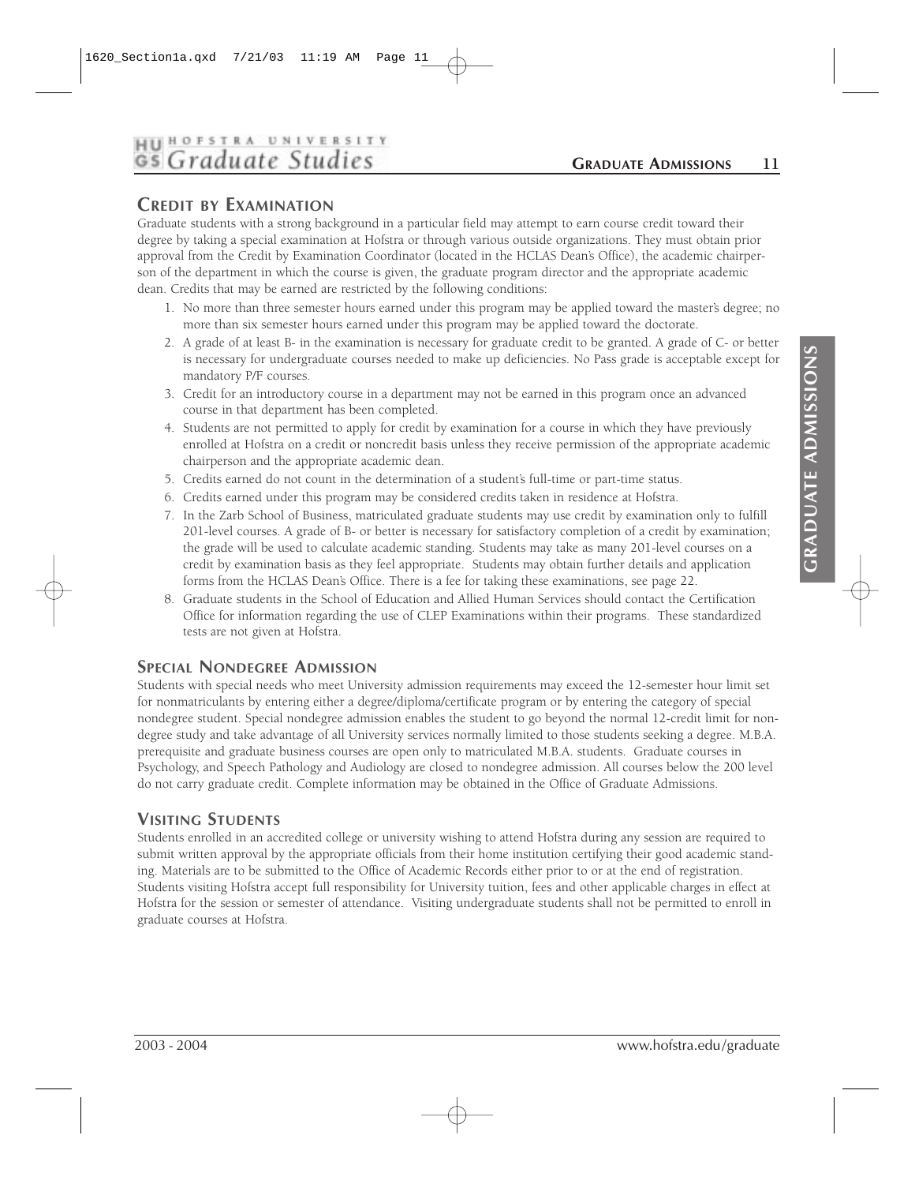## Credit by Examination

Graduate students with a strong background in a particular field may attempt to earn course credit toward their degree by taking a special examination at Hofstra or through various outside organizations. They must obtain prior approval from the Credit by Examination Coordinator (located in the HCLAS Dean's Office), the academic chairperson of the department in which the course is given, the graduate program director and the appropriate academic dean. Credits that may be earned are restricted by the following conditions:

1. No more than three semester hours earned under this program may be applied toward the master's degree; no more than six semester hours earned under this program may be applied toward the doctorate.
2. A grade of at least B- in the examination is necessary for graduate credit to be granted. A grade of C- or better is necessary for undergraduate courses needed to make up deficiencies. No Pass grade is acceptable except for mandatory P/F courses.
3. Credit for an introductory course in a department may not be earned in this program once an advanced course in that department has been completed.
4. Students are not permitted to apply for credit by examination for a course in which they have previously enrolled at Hofstra on a credit or noncredit basis unless they receive permission of the appropriate academic chairperson and the appropriate academic dean.
5. Credits earned do not count in the determination of a student's full-time or part-time status.
6. Credits earned under this program may be considered credits taken in residence at Hofstra.
7. In the Zarb School of Business, matriculated graduate students may use credit by examination only to fulfill 201-level courses. A grade of B- or better is necessary for satisfactory completion of a credit by examination; the grade will be used to calculate academic standing. Students may take as many 201-level courses on a credit by examination basis as they feel appropriate. Students may obtain further details and application forms from the HCLAS Dean's Office. There is a fee for taking these examinations, see page 22.
8. Graduate students in the School of Education and Allied Human Services should contact the Certification Office for information regarding the use of CLEP Examinations within their programs. These standardized tests are not given at Hofstra.

## Special Nondegree Admission

Students with special needs who meet University admission requirements may exceed the 12-semester hour limit set for nonmatriculants by entering either a degree/diploma/certificate program or by entering the category of special nondegree student. Special nondegree admission enables the student to go beyond the normal 12-credit limit for nondegree study and take advantage of all University services normally limited to those students seeking a degree. M.B.A. prerequisite and graduate business courses are open only to matriculated M.B.A. students. Graduate courses in Psychology, and Speech Pathology and Audiology are closed to nondegree admission. All courses below the 200 level do not carry graduate credit. Complete information may be obtained in the Office of Graduate Admissions.

## Visiting Students

Students enrolled in an accredited college or university wishing to attend Hofstra during any session are required to submit written approval by the appropriate officials from their home institution certifying their good academic standing. Materials are to be submitted to the Office of Academic Records either prior to or at the end of registration. Students visiting Hofstra accept full responsibility for University tuition, fees and other applicable charges in effect at Hofstra for the session or semester of attendance. Visiting undergraduate students shall not be permitted to enroll in graduate courses at Hofstra.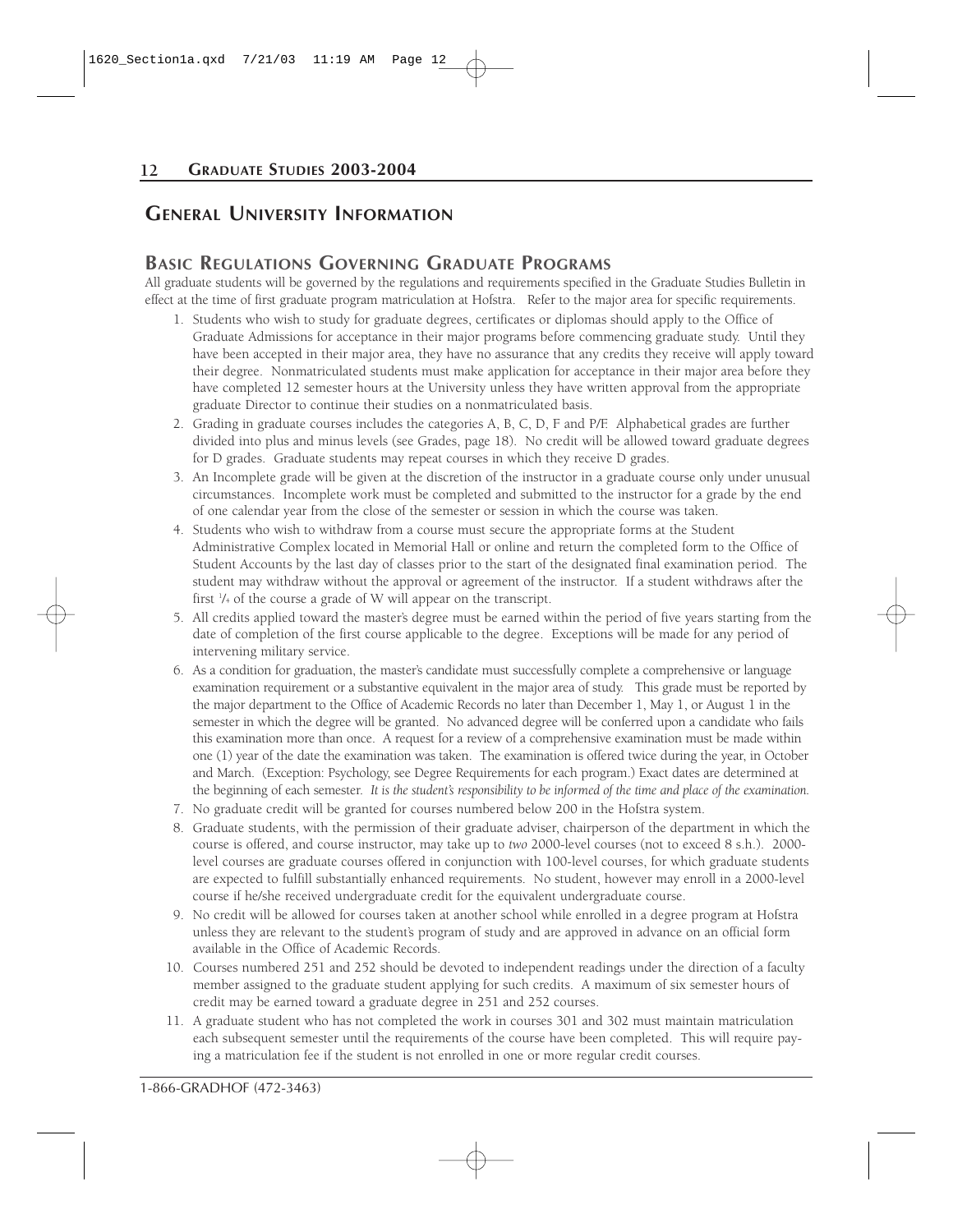# General University Information

## Basic Regulations Governing Graduate Programs

All graduate students will be governed by the regulations and requirements specified in the Graduate Studies Bulletin in effect at the time of first graduate program matriculation at Hofstra. Refer to the major area for specific requirements.

1. Students who wish to study for graduate degrees, certificates or diplomas should apply to the Office of Graduate Admissions for acceptance in their major programs before commencing graduate study. Until they have been accepted in their major area, they have no assurance that any credits they receive will apply toward their degree. Nonmatriculated students must make application for acceptance in their major area before they have completed 12 semester hours at the University unless they have written approval from the appropriate graduate Director to continue their studies on a nonmatriculated basis.
2. Grading in graduate courses includes the categories A, B, C, D, F and P/F. Alphabetical grades are further divided into plus and minus levels (see Grades, page 18). No credit will be allowed toward graduate degrees for D grades. Graduate students may repeat courses in which they receive D grades.
3. An Incomplete grade will be given at the discretion of the instructor in a graduate course only under unusual circumstances. Incomplete work must be completed and submitted to the instructor for a grade by the end of one calendar year from the close of the semester or session in which the course was taken.
4. Students who wish to withdraw from a course must secure the appropriate forms at the Student Administrative Complex located in Memorial Hall or online and return the completed form to the Office of Student Accounts by the last day of classes prior to the start of the designated final examination period. The student may withdraw without the approval or agreement of the instructor. If a student withdraws after the first 1/4 of the course a grade of W will appear on the transcript.
5. All credits applied toward the master's degree must be earned within the period of five years starting from the date of completion of the first course applicable to the degree. Exceptions will be made for any period of intervening military service.
6. As a condition for graduation, the master's candidate must successfully complete a comprehensive or language examination requirement or a substantive equivalent in the major area of study. This grade must be reported by the major department to the Office of Academic Records no later than December 1, May 1, or August 1 in the semester in which the degree will be granted. No advanced degree will be conferred upon a candidate who fails this examination more than once. A request for a review of a comprehensive examination must be made within one (1) year of the date the examination was taken. The examination is offered twice during the year, in October and March. (Exception: Psychology, see Degree Requirements for each program.) Exact dates are determined at the beginning of each semester. *It is the student's responsibility to be informed of the time and place of the examination.*
7. No graduate credit will be granted for courses numbered below 200 in the Hofstra system.
8. Graduate students, with the permission of their graduate adviser, chairperson of the department in which the course is offered, and course instructor, may take up to *two* 2000-level courses (not to exceed 8 s.h.). 2000-level courses are graduate courses offered in conjunction with 100-level courses, for which graduate students are expected to fulfill substantially enhanced requirements. No student, however may enroll in a 2000-level course if he/she received undergraduate credit for the equivalent undergraduate course.
9. No credit will be allowed for courses taken at another school while enrolled in a degree program at Hofstra unless they are relevant to the student's program of study and are approved in advance on an official form available in the Office of Academic Records.
10. Courses numbered 251 and 252 should be devoted to independent readings under the direction of a faculty member assigned to the graduate student applying for such credits. A maximum of six semester hours of credit may be earned toward a graduate degree in 251 and 252 courses.
11. A graduate student who has not completed the work in courses 301 and 302 must maintain matriculation each subsequent semester until the requirements of the course have been completed. This will require paying a matriculation fee if the student is not enrolled in one or more regular credit courses.

1-866-GRADHOF (472-3463)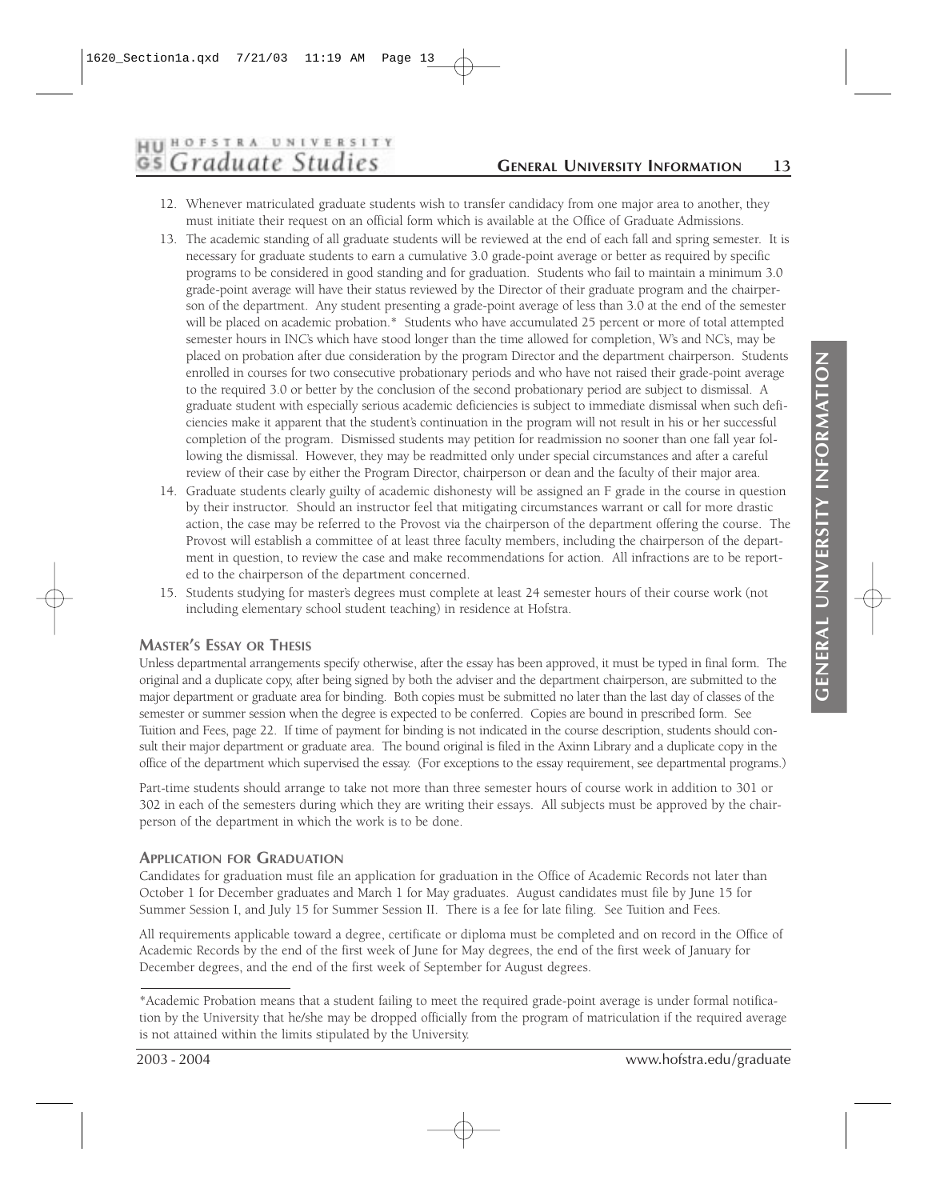12. Whenever matriculated graduate students wish to transfer candidacy from one major area to another, they must initiate their request on an official form which is available at the Office of Graduate Admissions.
13. The academic standing of all graduate students will be reviewed at the end of each fall and spring semester. It is necessary for graduate students to earn a cumulative 3.0 grade-point average or better as required by specific programs to be considered in good standing and for graduation. Students who fail to maintain a minimum 3.0 grade-point average will have their status reviewed by the Director of their graduate program and the chairperson of the department. Any student presenting a grade-point average of less than 3.0 at the end of the semester will be placed on academic probation.* Students who have accumulated 25 percent or more of total attempted semester hours in INC's which have stood longer than the time allowed for completion, W's and NC's, may be placed on probation after due consideration by the program Director and the department chairperson. Students enrolled in courses for two consecutive probationary periods and who have not raised their grade-point average to the required 3.0 or better by the conclusion of the second probationary period are subject to dismissal. A graduate student with especially serious academic deficiencies is subject to immediate dismissal when such deficiencies make it apparent that the student's continuation in the program will not result in his or her successful completion of the program. Dismissed students may petition for readmission no sooner than one fall year following the dismissal. However, they may be readmitted only under special circumstances and after a careful review of their case by either the Program Director, chairperson or dean and the faculty of their major area.
14. Graduate students clearly guilty of academic dishonesty will be assigned an F grade in the course in question by their instructor. Should an instructor feel that mitigating circumstances warrant or call for more drastic action, the case may be referred to the Provost via the chairperson of the department offering the course. The Provost will establish a committee of at least three faculty members, including the chairperson of the department in question, to review the case and make recommendations for action. All infractions are to be reported to the chairperson of the department concerned.
15. Students studying for master's degrees must complete at least 24 semester hours of their course work (not including elementary school student teaching) in residence at Hofstra.

## Master's Essay or Thesis

Unless departmental arrangements specify otherwise, after the essay has been approved, it must be typed in final form. The original and a duplicate copy, after being signed by both the adviser and the department chairperson, are submitted to the major department or graduate area for binding. Both copies must be submitted no later than the last day of classes of the semester or summer session when the degree is expected to be conferred. Copies are bound in prescribed form. See Tuition and Fees, page 22. If time of payment for binding is not indicated in the course description, students should consult their major department or graduate area. The bound original is filed in the Axinn Library and a duplicate copy in the office of the department which supervised the essay. (For exceptions to the essay requirement, see departmental programs.)

Part-time students should arrange to take not more than three semester hours of course work in addition to 301 or 302 in each of the semesters during which they are writing their essays. All subjects must be approved by the chairperson of the department in which the work is to be done.

## Application for Graduation

Candidates for graduation must file an application for graduation in the Office of Academic Records not later than October 1 for December graduates and March 1 for May graduates. August candidates must file by June 15 for Summer Session I, and July 15 for Summer Session II. There is a fee for late filing. See Tuition and Fees.

All requirements applicable toward a degree, certificate or diploma must be completed and on record in the Office of Academic Records by the end of the first week of June for May degrees, the end of the first week of January for December degrees, and the end of the first week of September for August degrees.

---

*Academic Probation means that a student failing to meet the required grade-point average is under formal notification by the University that he/she may be dropped officially from the program of matriculation if the required average is not attained within the limits stipulated by the University.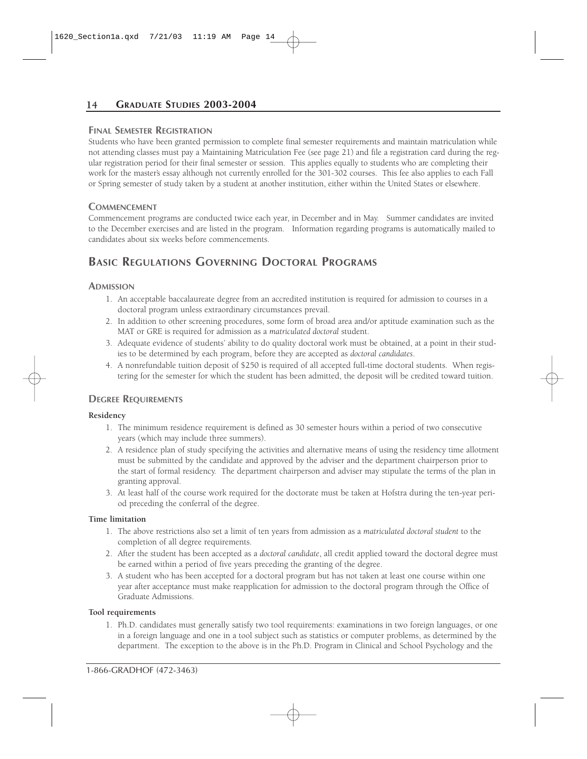## Final Semester Registration

Students who have been granted permission to complete final semester requirements and maintain matriculation while not attending classes must pay a Maintaining Matriculation Fee (see page 21) and file a registration card during the regular registration period for their final semester or session. This applies equally to students who are completing their work for the master's essay although not currently enrolled for the 301-302 courses. This fee also applies to each Fall or Spring semester of study taken by a student at another institution, either within the United States or elsewhere.

## Commencement

Commencement programs are conducted twice each year, in December and in May. Summer candidates are invited to the December exercises and are listed in the program. Information regarding programs is automatically mailed to candidates about six weeks before commencements.

# Basic Regulations Governing Doctoral Programs

## Admission

1. An acceptable baccalaureate degree from an accredited institution is required for admission to courses in a doctoral program unless extraordinary circumstances prevail.
2. In addition to other screening procedures, some form of broad area and/or aptitude examination such as the MAT or GRE is required for admission as a *matriculated doctoral* student.
3. Adequate evidence of students' ability to do quality doctoral work must be obtained, at a point in their studies to be determined by each program, before they are accepted as *doctoral candidates*.
4. A nonrefundable tuition deposit of $250 is required of all accepted full-time doctoral students. When registering for the semester for which the student has been admitted, the deposit will be credited toward tuition.

## Degree Requirements

**Residency**

1. The minimum residence requirement is defined as 30 semester hours within a period of two consecutive years (which may include three summers).
2. A residence plan of study specifying the activities and alternative means of using the residency time allotment must be submitted by the candidate and approved by the adviser and the department chairperson prior to the start of formal residency. The department chairperson and adviser may stipulate the terms of the plan in granting approval.
3. At least half of the course work required for the doctorate must be taken at Hofstra during the ten-year period preceding the conferral of the degree.

**Time limitation**

1. The above restrictions also set a limit of ten years from admission as a *matriculated doctoral student* to the completion of all degree requirements.
2. After the student has been accepted as a *doctoral candidate*, all credit applied toward the doctoral degree must be earned within a period of five years preceding the granting of the degree.
3. A student who has been accepted for a doctoral program but has not taken at least one course within one year after acceptance must make reapplication for admission to the doctoral program through the Office of Graduate Admissions.

**Tool requirements**

1. Ph.D. candidates must generally satisfy two tool requirements: examinations in two foreign languages, or one in a foreign language and one in a tool subject such as statistics or computer problems, as determined by the department. The exception to the above is in the Ph.D. Program in Clinical and School Psychology and the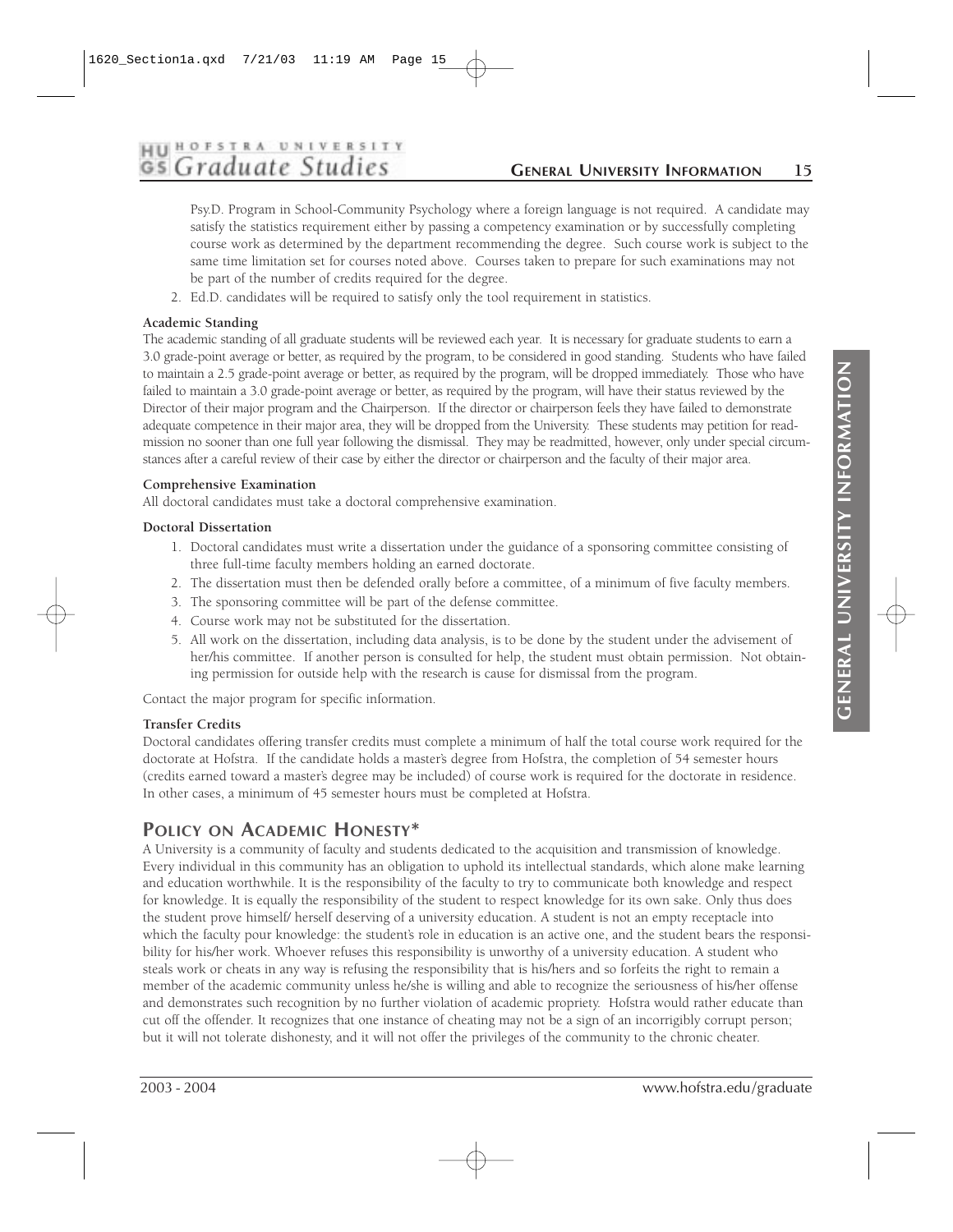Psy.D. Program in School-Community Psychology where a foreign language is not required. A candidate may satisfy the statistics requirement either by passing a competency examination or by successfully completing course work as determined by the department recommending the degree. Such course work is subject to the same time limitation set for courses noted above. Courses taken to prepare for such examinations may not be part of the number of credits required for the degree.

2. Ed.D. candidates will be required to satisfy only the tool requirement in statistics.

**Academic Standing**

The academic standing of all graduate students will be reviewed each year. It is necessary for graduate students to earn a 3.0 grade-point average or better, as required by the program, to be considered in good standing. Students who have failed to maintain a 2.5 grade-point average or better, as required by the program, will be dropped immediately. Those who have failed to maintain a 3.0 grade-point average or better, as required by the program, will have their status reviewed by the Director of their major program and the Chairperson. If the director or chairperson feels they have failed to demonstrate adequate competence in their major area, they will be dropped from the University. These students may petition for readmission no sooner than one full year following the dismissal. They may be readmitted, however, only under special circumstances after a careful review of their case by either the director or chairperson and the faculty of their major area.

**Comprehensive Examination**

All doctoral candidates must take a doctoral comprehensive examination.

**Doctoral Dissertation**

1. Doctoral candidates must write a dissertation under the guidance of a sponsoring committee consisting of three full-time faculty members holding an earned doctorate.
2. The dissertation must then be defended orally before a committee, of a minimum of five faculty members.
3. The sponsoring committee will be part of the defense committee.
4. Course work may not be substituted for the dissertation.
5. All work on the dissertation, including data analysis, is to be done by the student under the advisement of her/his committee. If another person is consulted for help, the student must obtain permission. Not obtaining permission for outside help with the research is cause for dismissal from the program.

Contact the major program for specific information.

**Transfer Credits**

Doctoral candidates offering transfer credits must complete a minimum of half the total course work required for the doctorate at Hofstra. If the candidate holds a master's degree from Hofstra, the completion of 54 semester hours (credits earned toward a master's degree may be included) of course work is required for the doctorate in residence. In other cases, a minimum of 45 semester hours must be completed at Hofstra.

## POLICY ON ACADEMIC HONESTY*

A University is a community of faculty and students dedicated to the acquisition and transmission of knowledge. Every individual in this community has an obligation to uphold its intellectual standards, which alone make learning and education worthwhile. It is the responsibility of the faculty to try to communicate both knowledge and respect for knowledge. It is equally the responsibility of the student to respect knowledge for its own sake. Only thus does the student prove himself/ herself deserving of a university education. A student is not an empty receptacle into which the faculty pour knowledge: the student's role in education is an active one, and the student bears the responsibility for his/her work. Whoever refuses this responsibility is unworthy of a university education. A student who steals work or cheats in any way is refusing the responsibility that is his/hers and so forfeits the right to remain a member of the academic community unless he/she is willing and able to recognize the seriousness of his/her offense and demonstrates such recognition by no further violation of academic propriety. Hofstra would rather educate than cut off the offender. It recognizes that one instance of cheating may not be a sign of an incorrigibly corrupt person; but it will not tolerate dishonesty, and it will not offer the privileges of the community to the chronic cheater.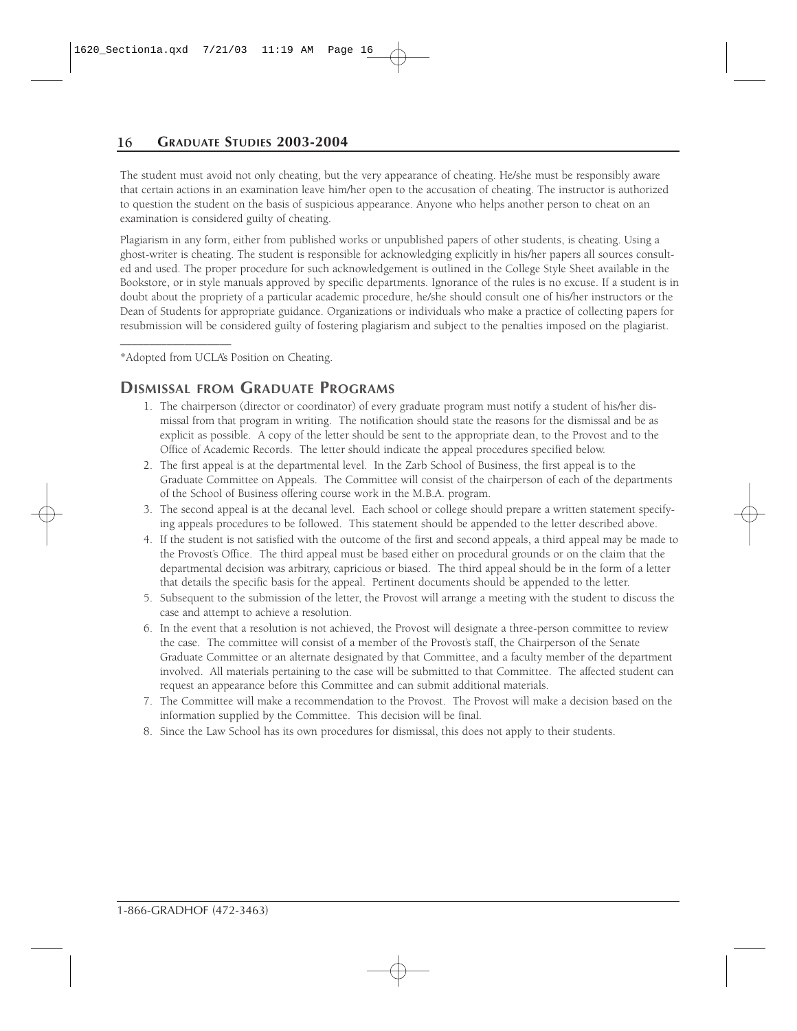The student must avoid not only cheating, but the very appearance of cheating. He/she must be responsibly aware that certain actions in an examination leave him/her open to the accusation of cheating. The instructor is authorized to question the student on the basis of suspicious appearance. Anyone who helps another person to cheat on an examination is considered guilty of cheating.

Plagiarism in any form, either from published works or unpublished papers of other students, is cheating. Using a ghost-writer is cheating. The student is responsible for acknowledging explicitly in his/her papers all sources consulted and used. The proper procedure for such acknowledgement is outlined in the College Style Sheet available in the Bookstore, or in style manuals approved by specific departments. Ignorance of the rules is no excuse. If a student is in doubt about the propriety of a particular academic procedure, he/she should consult one of his/her instructors or the Dean of Students for appropriate guidance. Organizations or individuals who make a practice of collecting papers for resubmission will be considered guilty of fostering plagiarism and subject to the penalties imposed on the plagiarist.

---

*Adopted from UCLA's Position on Cheating.

## Dismissal from Graduate Programs

1. The chairperson (director or coordinator) of every graduate program must notify a student of his/her dismissal from that program in writing. The notification should state the reasons for the dismissal and be as explicit as possible. A copy of the letter should be sent to the appropriate dean, to the Provost and to the Office of Academic Records. The letter should indicate the appeal procedures specified below.
2. The first appeal is at the departmental level. In the Zarb School of Business, the first appeal is to the Graduate Committee on Appeals. The Committee will consist of the chairperson of each of the departments of the School of Business offering course work in the M.B.A. program.
3. The second appeal is at the decanal level. Each school or college should prepare a written statement specifying appeals procedures to be followed. This statement should be appended to the letter described above.
4. If the student is not satisfied with the outcome of the first and second appeals, a third appeal may be made to the Provost's Office. The third appeal must be based either on procedural grounds or on the claim that the departmental decision was arbitrary, capricious or biased. The third appeal should be in the form of a letter that details the specific basis for the appeal. Pertinent documents should be appended to the letter.
5. Subsequent to the submission of the letter, the Provost will arrange a meeting with the student to discuss the case and attempt to achieve a resolution.
6. In the event that a resolution is not achieved, the Provost will designate a three-person committee to review the case. The committee will consist of a member of the Provost's staff, the Chairperson of the Senate Graduate Committee or an alternate designated by that Committee, and a faculty member of the department involved. All materials pertaining to the case will be submitted to that Committee. The affected student can request an appearance before this Committee and can submit additional materials.
7. The Committee will make a recommendation to the Provost. The Provost will make a decision based on the information supplied by the Committee. This decision will be final.
8. Since the Law School has its own procedures for dismissal, this does not apply to their students.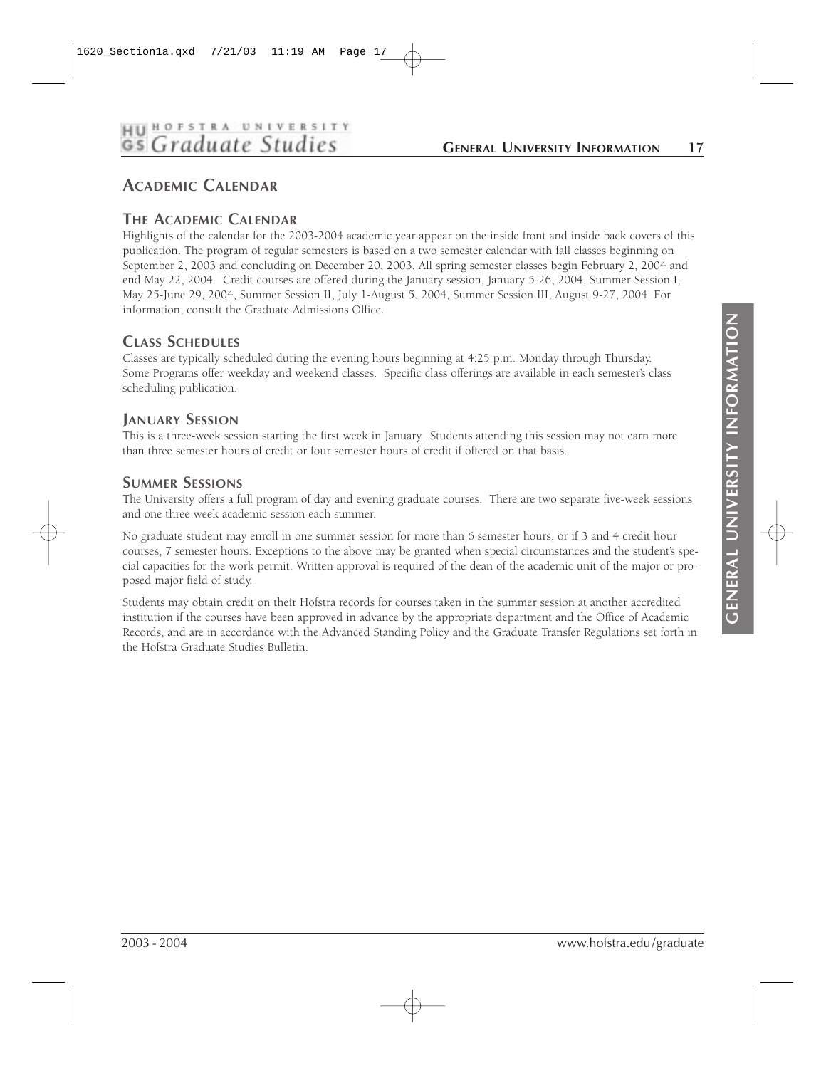# Academic Calendar

## The Academic Calendar

Highlights of the calendar for the 2003-2004 academic year appear on the inside front and inside back covers of this publication. The program of regular semesters is based on a two semester calendar with fall classes beginning on September 2, 2003 and concluding on December 20, 2003. All spring semester classes begin February 2, 2004 and end May 22, 2004. Credit courses are offered during the January session, January 5-26, 2004, Summer Session I, May 25-June 29, 2004, Summer Session II, July 1-August 5, 2004, Summer Session III, August 9-27, 2004. For information, consult the Graduate Admissions Office.

## Class Schedules

Classes are typically scheduled during the evening hours beginning at 4:25 p.m. Monday through Thursday. Some Programs offer weekday and weekend classes. Specific class offerings are available in each semester's class scheduling publication.

## January Session

This is a three-week session starting the first week in January. Students attending this session may not earn more than three semester hours of credit or four semester hours of credit if offered on that basis.

## Summer Sessions

The University offers a full program of day and evening graduate courses. There are two separate five-week sessions and one three week academic session each summer.

No graduate student may enroll in one summer session for more than 6 semester hours, or if 3 and 4 credit hour courses, 7 semester hours. Exceptions to the above may be granted when special circumstances and the student's special capacities for the work permit. Written approval is required of the dean of the academic unit of the major or proposed major field of study.

Students may obtain credit on their Hofstra records for courses taken in the summer session at another accredited institution if the courses have been approved in advance by the appropriate department and the Office of Academic Records, and are in accordance with the Advanced Standing Policy and the Graduate Transfer Regulations set forth in the Hofstra Graduate Studies Bulletin.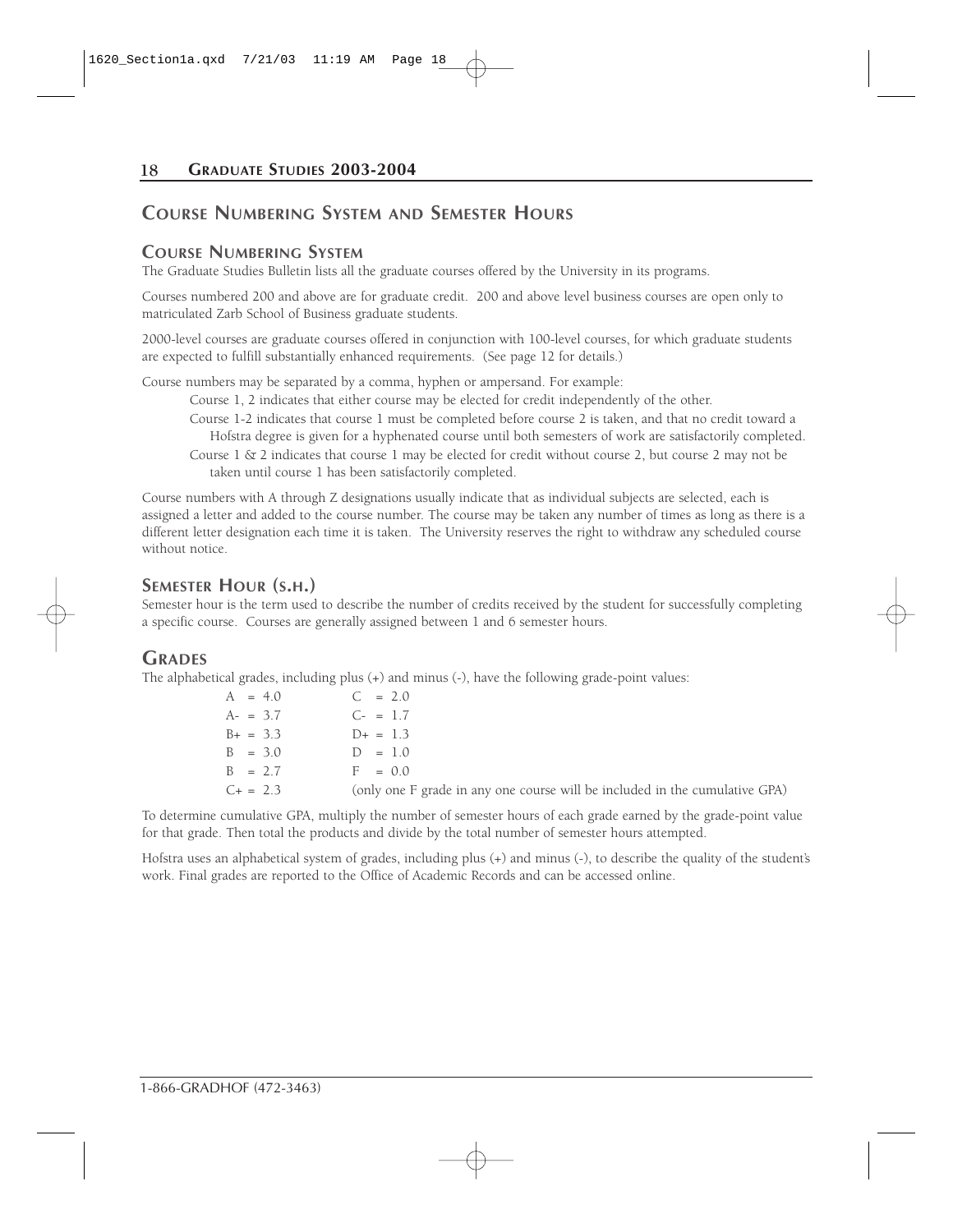## Course Numbering System and Semester Hours

### Course Numbering System

The Graduate Studies Bulletin lists all the graduate courses offered by the University in its programs.

Courses numbered 200 and above are for graduate credit. 200 and above level business courses are open only to matriculated Zarb School of Business graduate students.

2000-level courses are graduate courses offered in conjunction with 100-level courses, for which graduate students are expected to fulfill substantially enhanced requirements. (See page 12 for details.)

Course numbers may be separated by a comma, hyphen or ampersand. For example:

- Course 1, 2 indicates that either course may be elected for credit independently of the other.
- Course 1-2 indicates that course 1 must be completed before course 2 is taken, and that no credit toward a Hofstra degree is given for a hyphenated course until both semesters of work are satisfactorily completed.
- Course 1 & 2 indicates that course 1 may be elected for credit without course 2, but course 2 may not be taken until course 1 has been satisfactorily completed.

Course numbers with A through Z designations usually indicate that as individual subjects are selected, each is assigned a letter and added to the course number. The course may be taken any number of times as long as there is a different letter designation each time it is taken. The University reserves the right to withdraw any scheduled course without notice.

### Semester Hour (s.h.)

Semester hour is the term used to describe the number of credits received by the student for successfully completing a specific course. Courses are generally assigned between 1 and 6 semester hours.

## Grades

The alphabetical grades, including plus (+) and minus (-), have the following grade-point values:

| | |
|---|---|
| A = 4.0 | C = 2.0 |
| A- = 3.7 | C- = 1.7 |
| B+ = 3.3 | D+ = 1.3 |
| B = 3.0 | D = 1.0 |
| B = 2.7 | F = 0.0 |
| C+ = 2.3 | (only one F grade in any one course will be included in the cumulative GPA) |

To determine cumulative GPA, multiply the number of semester hours of each grade earned by the grade-point value for that grade. Then total the products and divide by the total number of semester hours attempted.

Hofstra uses an alphabetical system of grades, including plus (+) and minus (-), to describe the quality of the student's work. Final grades are reported to the Office of Academic Records and can be accessed online.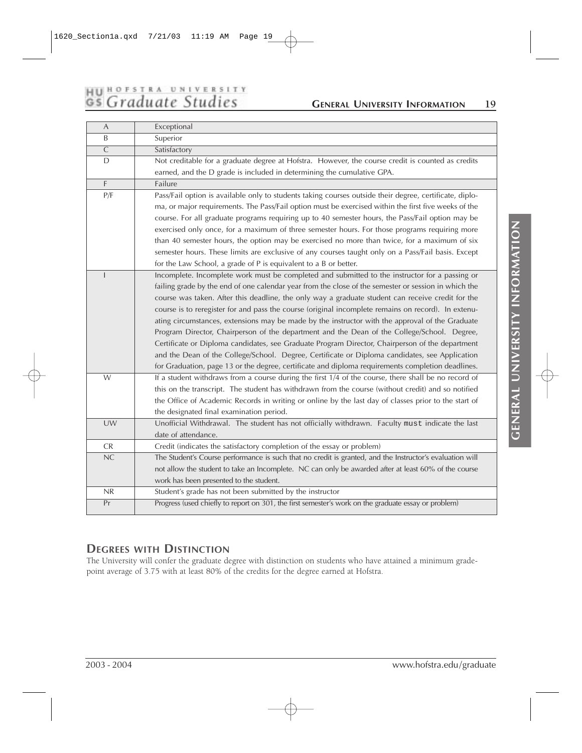| Grade | Description |
|---|---|
| A | Exceptional |
| B | Superior |
| C | Satisfactory |
| D | Not creditable for a graduate degree at Hofstra. However, the course credit is counted as credits earned, and the D grade is included in determining the cumulative GPA. |
| F | Failure |
| P/F | Pass/Fail option is available only to students taking courses outside their degree, certificate, diploma, or major requirements. The Pass/Fail option must be exercised within the first five weeks of the course. For all graduate programs requiring up to 40 semester hours, the Pass/Fail option may be exercised only once, for a maximum of three semester hours. For those programs requiring more than 40 semester hours, the option may be exercised no more than twice, for a maximum of six semester hours. These limits are exclusive of any courses taught only on a Pass/Fail basis. Except for the Law School, a grade of P is equivalent to a B or better. |
| I | Incomplete. Incomplete work must be completed and submitted to the instructor for a passing or failing grade by the end of one calendar year from the close of the semester or session in which the course was taken. After this deadline, the only way a graduate student can receive credit for the course is to reregister for and pass the course (original incomplete remains on record). In extenuating circumstances, extensions may be made by the instructor with the approval of the Graduate Program Director, Chairperson of the department and the Dean of the College/School. Degree, Certificate or Diploma candidates, see Graduate Program Director, Chairperson of the department and the Dean of the College/School. Degree, Certificate or Diploma candidates, see Application for Graduation, page 13 or the degree, certificate and diploma requirements completion deadlines. |
| W | If a student withdraws from a course during the first 1/4 of the course, there shall be no record of this on the transcript. The student has withdrawn from the course (without credit) and so notified the Office of Academic Records in writing or online by the last day of classes prior to the start of the designated final examination period. |
| UW | Unofficial Withdrawal. The student has not officially withdrawn. Faculty must indicate the last date of attendance. |
| CR | Credit (indicates the satisfactory completion of the essay or problem) |
| NC | The Student's Course performance is such that no credit is granted, and the Instructor's evaluation will not allow the student to take an Incomplete. NC can only be awarded after at least 60% of the course work has been presented to the student. |
| NR | Student's grade has not been submitted by the instructor |
| Pr | Progress (used chiefly to report on 301, the first semester's work on the graduate essay or problem) |

## Degrees with Distinction

The University will confer the graduate degree with distinction on students who have attained a minimum grade-point average of 3.75 with at least 80% of the credits for the degree earned at Hofstra.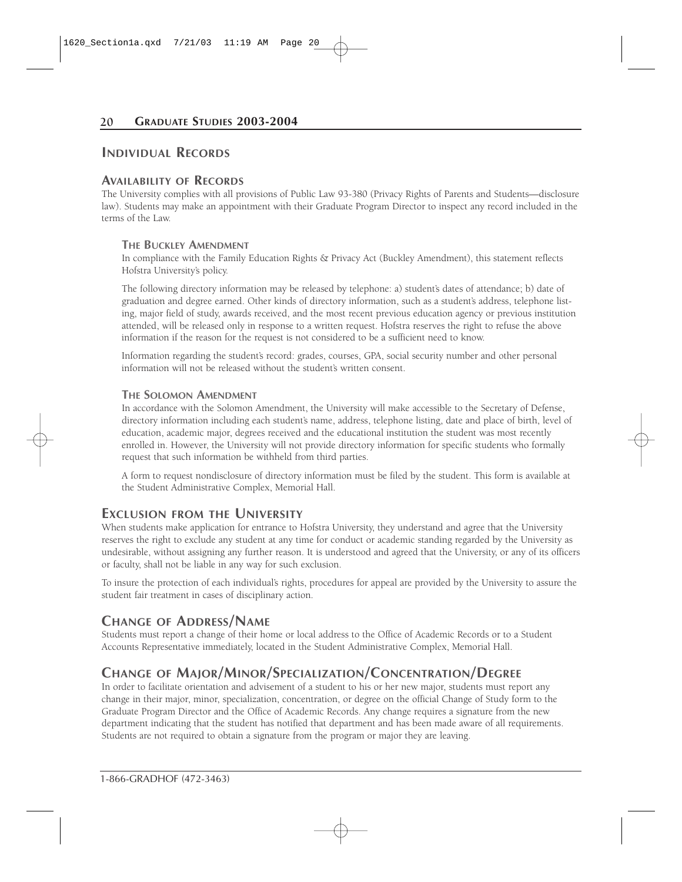# Individual Records

## Availability of Records

The University complies with all provisions of Public Law 93-380 (Privacy Rights of Parents and Students—disclosure law). Students may make an appointment with their Graduate Program Director to inspect any record included in the terms of the Law.

### The Buckley Amendment

In compliance with the Family Education Rights & Privacy Act (Buckley Amendment), this statement reflects Hofstra University's policy.

The following directory information may be released by telephone: a) student's dates of attendance; b) date of graduation and degree earned. Other kinds of directory information, such as a student's address, telephone listing, major field of study, awards received, and the most recent previous education agency or previous institution attended, will be released only in response to a written request. Hofstra reserves the right to refuse the above information if the reason for the request is not considered to be a sufficient need to know.

Information regarding the student's record: grades, courses, GPA, social security number and other personal information will not be released without the student's written consent.

### The Solomon Amendment

In accordance with the Solomon Amendment, the University will make accessible to the Secretary of Defense, directory information including each student's name, address, telephone listing, date and place of birth, level of education, academic major, degrees received and the educational institution the student was most recently enrolled in. However, the University will not provide directory information for specific students who formally request that such information be withheld from third parties.

A form to request nondisclosure of directory information must be filed by the student. This form is available at the Student Administrative Complex, Memorial Hall.

## Exclusion from the University

When students make application for entrance to Hofstra University, they understand and agree that the University reserves the right to exclude any student at any time for conduct or academic standing regarded by the University as undesirable, without assigning any further reason. It is understood and agreed that the University, or any of its officers or faculty, shall not be liable in any way for such exclusion.

To insure the protection of each individual's rights, procedures for appeal are provided by the University to assure the student fair treatment in cases of disciplinary action.

## Change of Address/Name

Students must report a change of their home or local address to the Office of Academic Records or to a Student Accounts Representative immediately, located in the Student Administrative Complex, Memorial Hall.

## Change of Major/Minor/Specialization/Concentration/Degree

In order to facilitate orientation and advisement of a student to his or her new major, students must report any change in their major, minor, specialization, concentration, or degree on the official Change of Study form to the Graduate Program Director and the Office of Academic Records. Any change requires a signature from the new department indicating that the student has notified that department and has been made aware of all requirements. Students are not required to obtain a signature from the program or major they are leaving.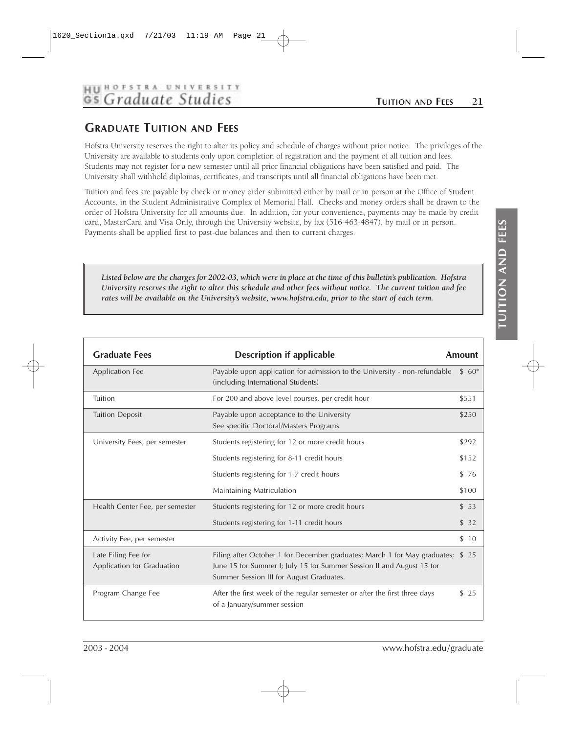## GRADUATE TUITION AND FEES

Hofstra University reserves the right to alter its policy and schedule of charges without prior notice. The privileges of the University are available to students only upon completion of registration and the payment of all tuition and fees. Students may not register for a new semester until all prior financial obligations have been satisfied and paid. The University shall withhold diplomas, certificates, and transcripts until all financial obligations have been met.

Tuition and fees are payable by check or money order submitted either by mail or in person at the Office of Student Accounts, in the Student Administrative Complex of Memorial Hall. Checks and money orders shall be drawn to the order of Hofstra University for all amounts due. In addition, for your convenience, payments may be made by credit card, MasterCard and Visa Only, through the University website, by fax (516-463-4847), by mail or in person. Payments shall be applied first to past-due balances and then to current charges.

***Listed below are the charges for 2002-03, which were in place at the time of this bulletin's publication. Hofstra University reserves the right to alter this schedule and other fees without notice. The current tuition and fee rates will be available on the University's website, www.hofstra.edu, prior to the start of each term.***

| Graduate Fees | Description if applicable | Amount |
|---|---|---|
| Application Fee | Payable upon application for admission to the University - non-refundable (including International Students) | $ 60* |
| Tuition | For 200 and above level courses, per credit hour | $551 |
| Tuition Deposit | Payable upon acceptance to the University<br>See specific Doctoral/Masters Programs | $250 |
| University Fees, per semester | Students registering for 12 or more credit hours | $292 |
| | Students registering for 8-11 credit hours | $152 |
| | Students registering for 1-7 credit hours | $ 76 |
| | Maintaining Matriculation | $100 |
| Health Center Fee, per semester | Students registering for 12 or more credit hours | $ 53 |
| | Students registering for 1-11 credit hours | $ 32 |
| Activity Fee, per semester | | $ 10 |
| Late Filing Fee for Application for Graduation | Filing after October 1 for December graduates; March 1 for May graduates; June 15 for Summer I; July 15 for Summer Session II and August 15 for Summer Session III for August Graduates. | $ 25 |
| Program Change Fee | After the first week of the regular semester or after the first three days of a January/summer session | $ 25 |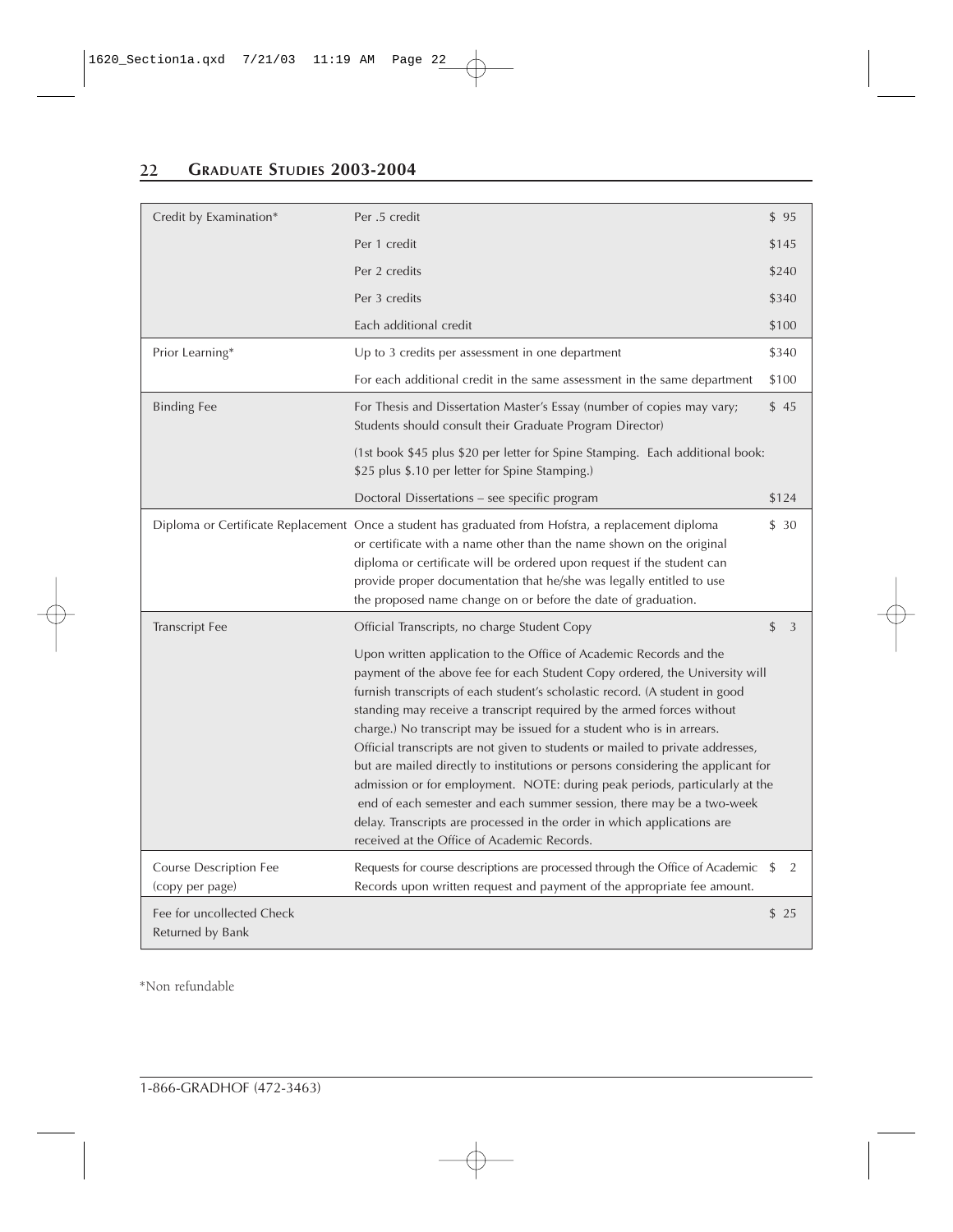| | | |
|---|---|---|
| Credit by Examination* | Per .5 credit | $ 95 |
| | Per 1 credit | $145 |
| | Per 2 credits | $240 |
| | Per 3 credits | $340 |
| | Each additional credit | $100 |
| Prior Learning* | Up to 3 credits per assessment in one department | $340 |
| | For each additional credit in the same assessment in the same department | $100 |
| Binding Fee | For Thesis and Dissertation Master's Essay (number of copies may vary; Students should consult their Graduate Program Director) | $ 45 |
| | (1st book $45 plus $20 per letter for Spine Stamping. Each additional book: $25 plus $.10 per letter for Spine Stamping.) | |
| | Doctoral Dissertations – see specific program | $124 |
| Diploma or Certificate Replacement | Once a student has graduated from Hofstra, a replacement diploma or certificate with a name other than the name shown on the original diploma or certificate will be ordered upon request if the student can provide proper documentation that he/she was legally entitled to use the proposed name change on or before the date of graduation. | $ 30 |
| Transcript Fee | Official Transcripts, no charge Student Copy | $ 3 |
| | Upon written application to the Office of Academic Records and the payment of the above fee for each Student Copy ordered, the University will furnish transcripts of each student's scholastic record. (A student in good standing may receive a transcript required by the armed forces without charge.) No transcript may be issued for a student who is in arrears. Official transcripts are not given to students or mailed to private addresses, but are mailed directly to institutions or persons considering the applicant for admission or for employment. NOTE: during peak periods, particularly at the end of each semester and each summer session, there may be a two-week delay. Transcripts are processed in the order in which applications are received at the Office of Academic Records. | |
| Course Description Fee (copy per page) | Requests for course descriptions are processed through the Office of Academic Records upon written request and payment of the appropriate fee amount. | $ 2 |
| Fee for uncollected Check Returned by Bank | | $ 25 |

*Non refundable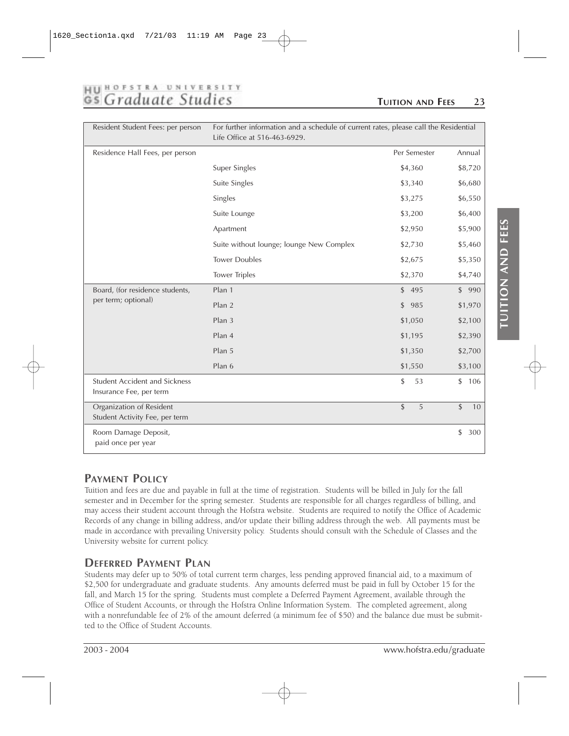| | | Per Semester | Annual |
|---|---|---|---|
| Resident Student Fees: per person | For further information and a schedule of current rates, please call the Residential Life Office at 516-463-6929. | | |
| Residence Hall Fees, per person | | Per Semester | Annual |
| | Super Singles | $4,360 | $8,720 |
| | Suite Singles | $3,340 | $6,680 |
| | Singles | $3,275 | $6,550 |
| | Suite Lounge | $3,200 | $6,400 |
| | Apartment | $2,950 | $5,900 |
| | Suite without lounge; lounge New Complex | $2,730 | $5,460 |
| | Tower Doubles | $2,675 | $5,350 |
| | Tower Triples | $2,370 | $4,740 |
| Board, (for residence students, per term; optional) | Plan 1 | $ 495 | $ 990 |
| | Plan 2 | $ 985 | $1,970 |
| | Plan 3 | $1,050 | $2,100 |
| | Plan 4 | $1,195 | $2,390 |
| | Plan 5 | $1,350 | $2,700 |
| | Plan 6 | $1,550 | $3,100 |
| Student Accident and Sickness Insurance Fee, per term | | $ 53 | $ 106 |
| Organization of Resident Student Activity Fee, per term | | $ 5 | $ 10 |
| Room Damage Deposit, paid once per year | | | $ 300 |

## PAYMENT POLICY

Tuition and fees are due and payable in full at the time of registration. Students will be billed in July for the fall semester and in December for the spring semester. Students are responsible for all charges regardless of billing, and may access their student account through the Hofstra website. Students are required to notify the Office of Academic Records of any change in billing address, and/or update their billing address through the web. All payments must be made in accordance with prevailing University policy. Students should consult with the Schedule of Classes and the University website for current policy.

## DEFERRED PAYMENT PLAN

Students may defer up to 50% of total current term charges, less pending approved financial aid, to a maximum of $2,500 for undergraduate and graduate students. Any amounts deferred must be paid in full by October 15 for the fall, and March 15 for the spring. Students must complete a Deferred Payment Agreement, available through the Office of Student Accounts, or through the Hofstra Online Information System. The completed agreement, along with a nonrefundable fee of 2% of the amount deferred (a minimum fee of $50) and the balance due must be submitted to the Office of Student Accounts.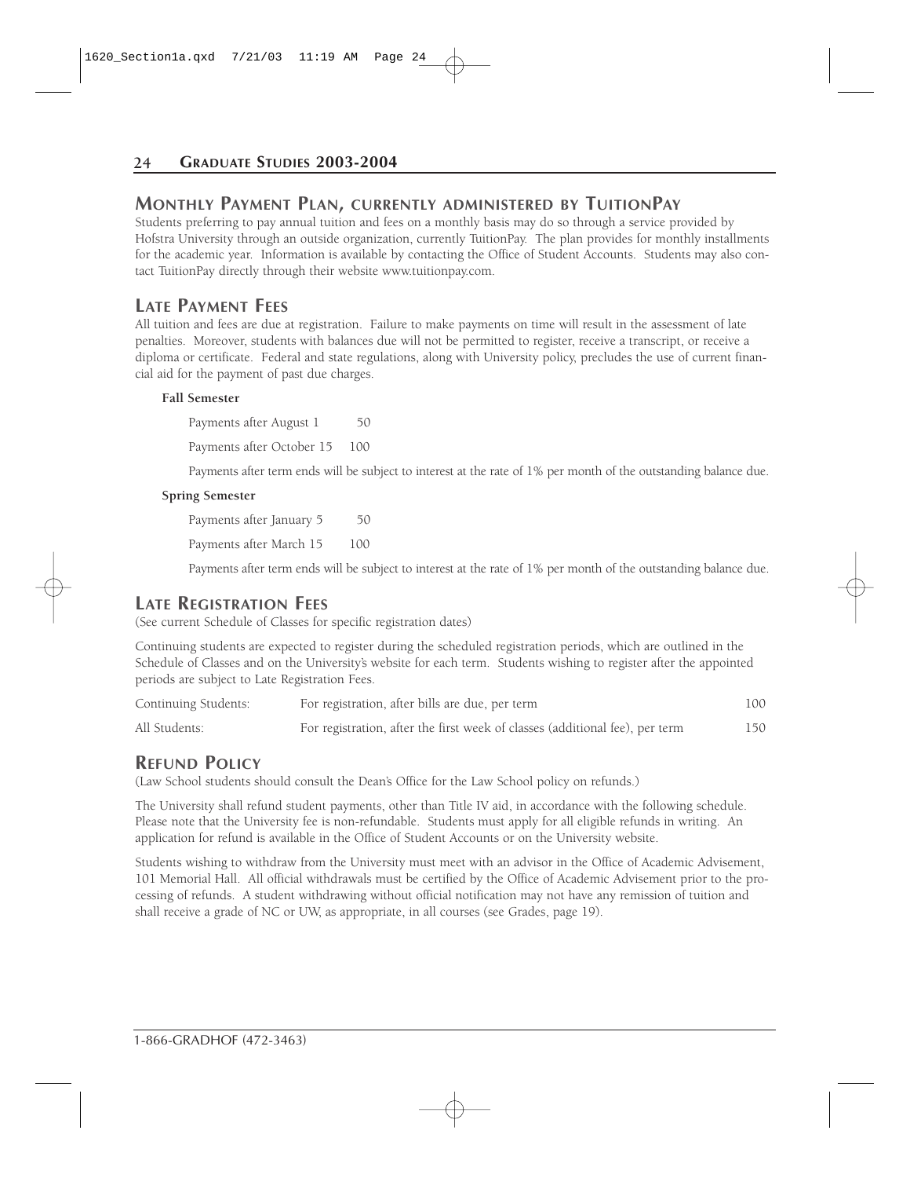## Monthly Payment Plan, currently administered by TuitionPay

Students preferring to pay annual tuition and fees on a monthly basis may do so through a service provided by Hofstra University through an outside organization, currently TuitionPay. The plan provides for monthly installments for the academic year. Information is available by contacting the Office of Student Accounts. Students may also contact TuitionPay directly through their website www.tuitionpay.com.

## Late Payment Fees

All tuition and fees are due at registration. Failure to make payments on time will result in the assessment of late penalties. Moreover, students with balances due will not be permitted to register, receive a transcript, or receive a diploma or certificate. Federal and state regulations, along with University policy, precludes the use of current financial aid for the payment of past due charges.

**Fall Semester**

| | |
|---|---|
| Payments after August 1 | 50 |
| Payments after October 15 | 100 |

Payments after term ends will be subject to interest at the rate of 1% per month of the outstanding balance due.

**Spring Semester**

| | |
|---|---|
| Payments after January 5 | 50 |
| Payments after March 15 | 100 |

Payments after term ends will be subject to interest at the rate of 1% per month of the outstanding balance due.

## Late Registration Fees

(See current Schedule of Classes for specific registration dates)

Continuing students are expected to register during the scheduled registration periods, which are outlined in the Schedule of Classes and on the University's website for each term. Students wishing to register after the appointed periods are subject to Late Registration Fees.

| | | |
|---|---|---|
| Continuing Students: | For registration, after bills are due, per term | 100 |
| All Students: | For registration, after the first week of classes (additional fee), per term | 150 |

## Refund Policy

(Law School students should consult the Dean's Office for the Law School policy on refunds.)

The University shall refund student payments, other than Title IV aid, in accordance with the following schedule. Please note that the University fee is non-refundable. Students must apply for all eligible refunds in writing. An application for refund is available in the Office of Student Accounts or on the University website.

Students wishing to withdraw from the University must meet with an advisor in the Office of Academic Advisement, 101 Memorial Hall. All official withdrawals must be certified by the Office of Academic Advisement prior to the processing of refunds. A student withdrawing without official notification may not have any remission of tuition and shall receive a grade of NC or UW, as appropriate, in all courses (see Grades, page 19).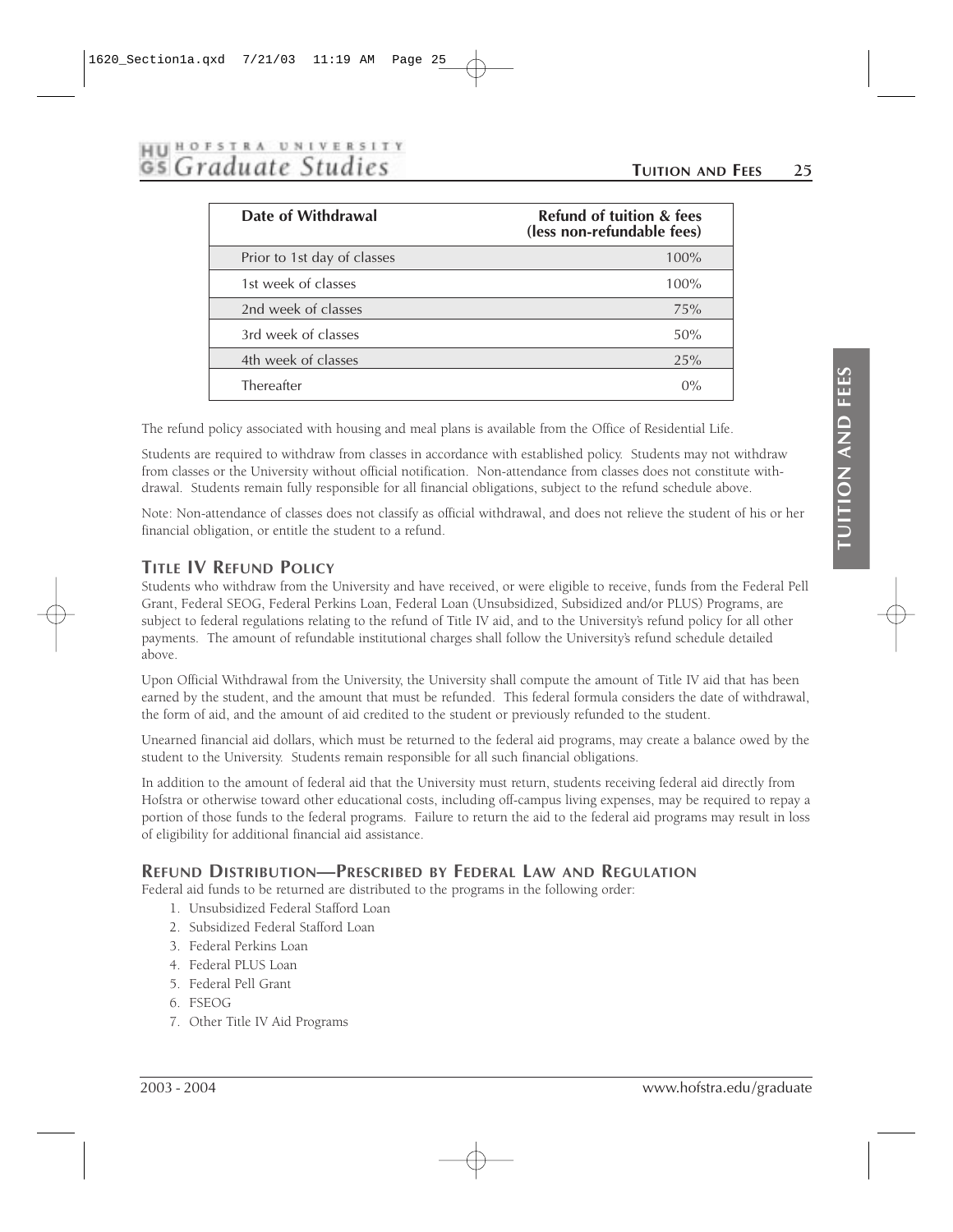| Date of Withdrawal | Refund of tuition & fees (less non-refundable fees) |
| --- | --- |
| Prior to 1st day of classes | 100% |
| 1st week of classes | 100% |
| 2nd week of classes | 75% |
| 3rd week of classes | 50% |
| 4th week of classes | 25% |
| Thereafter | 0% |

The refund policy associated with housing and meal plans is available from the Office of Residential Life.

Students are required to withdraw from classes in accordance with established policy. Students may not withdraw from classes or the University without official notification. Non-attendance from classes does not constitute withdrawal. Students remain fully responsible for all financial obligations, subject to the refund schedule above.

Note: Non-attendance of classes does not classify as official withdrawal, and does not relieve the student of his or her financial obligation, or entitle the student to a refund.

## Title IV Refund Policy

Students who withdraw from the University and have received, or were eligible to receive, funds from the Federal Pell Grant, Federal SEOG, Federal Perkins Loan, Federal Loan (Unsubsidized, Subsidized and/or PLUS) Programs, are subject to federal regulations relating to the refund of Title IV aid, and to the University's refund policy for all other payments. The amount of refundable institutional charges shall follow the University's refund schedule detailed above.

Upon Official Withdrawal from the University, the University shall compute the amount of Title IV aid that has been earned by the student, and the amount that must be refunded. This federal formula considers the date of withdrawal, the form of aid, and the amount of aid credited to the student or previously refunded to the student.

Unearned financial aid dollars, which must be returned to the federal aid programs, may create a balance owed by the student to the University. Students remain responsible for all such financial obligations.

In addition to the amount of federal aid that the University must return, students receiving federal aid directly from Hofstra or otherwise toward other educational costs, including off-campus living expenses, may be required to repay a portion of those funds to the federal programs. Failure to return the aid to the federal aid programs may result in loss of eligibility for additional financial aid assistance.

## Refund Distribution—Prescribed by Federal Law and Regulation

Federal aid funds to be returned are distributed to the programs in the following order:

1. Unsubsidized Federal Stafford Loan
2. Subsidized Federal Stafford Loan
3. Federal Perkins Loan
4. Federal PLUS Loan
5. Federal Pell Grant
6. FSEOG
7. Other Title IV Aid Programs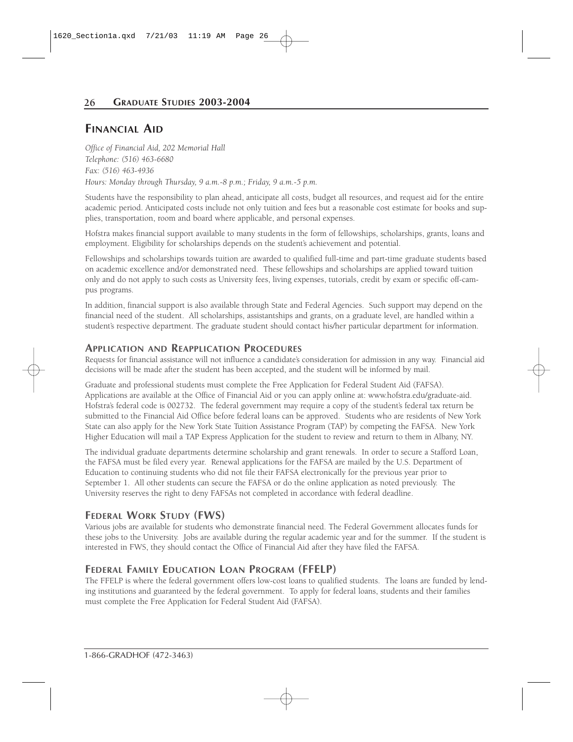# FINANCIAL AID

*Office of Financial Aid, 202 Memorial Hall*
*Telephone: (516) 463-6680*
*Fax: (516) 463-4936*
*Hours: Monday through Thursday, 9 a.m.-8 p.m.; Friday, 9 a.m.-5 p.m.*

Students have the responsibility to plan ahead, anticipate all costs, budget all resources, and request aid for the entire academic period. Anticipated costs include not only tuition and fees but a reasonable cost estimate for books and supplies, transportation, room and board where applicable, and personal expenses.

Hofstra makes financial support available to many students in the form of fellowships, scholarships, grants, loans and employment. Eligibility for scholarships depends on the student's achievement and potential.

Fellowships and scholarships towards tuition are awarded to qualified full-time and part-time graduate students based on academic excellence and/or demonstrated need. These fellowships and scholarships are applied toward tuition only and do not apply to such costs as University fees, living expenses, tutorials, credit by exam or specific off-campus programs.

In addition, financial support is also available through State and Federal Agencies. Such support may depend on the financial need of the student. All scholarships, assistantships and grants, on a graduate level, are handled within a student's respective department. The graduate student should contact his/her particular department for information.

## APPLICATION AND REAPPLICATION PROCEDURES

Requests for financial assistance will not influence a candidate's consideration for admission in any way. Financial aid decisions will be made after the student has been accepted, and the student will be informed by mail.

Graduate and professional students must complete the Free Application for Federal Student Aid (FAFSA). Applications are available at the Office of Financial Aid or you can apply online at: www.hofstra.edu/graduate-aid. Hofstra's federal code is 002732. The federal government may require a copy of the student's federal tax return be submitted to the Financial Aid Office before federal loans can be approved. Students who are residents of New York State can also apply for the New York State Tuition Assistance Program (TAP) by competing the FAFSA. New York Higher Education will mail a TAP Express Application for the student to review and return to them in Albany, NY.

The individual graduate departments determine scholarship and grant renewals. In order to secure a Stafford Loan, the FAFSA must be filed every year. Renewal applications for the FAFSA are mailed by the U.S. Department of Education to continuing students who did not file their FAFSA electronically for the previous year prior to September 1. All other students can secure the FAFSA or do the online application as noted previously. The University reserves the right to deny FAFSAs not completed in accordance with federal deadline.

## FEDERAL WORK STUDY (FWS)

Various jobs are available for students who demonstrate financial need. The Federal Government allocates funds for these jobs to the University. Jobs are available during the regular academic year and for the summer. If the student is interested in FWS, they should contact the Office of Financial Aid after they have filed the FAFSA.

## FEDERAL FAMILY EDUCATION LOAN PROGRAM (FFELP)

The FFELP is where the federal government offers low-cost loans to qualified students. The loans are funded by lending institutions and guaranteed by the federal government. To apply for federal loans, students and their families must complete the Free Application for Federal Student Aid (FAFSA).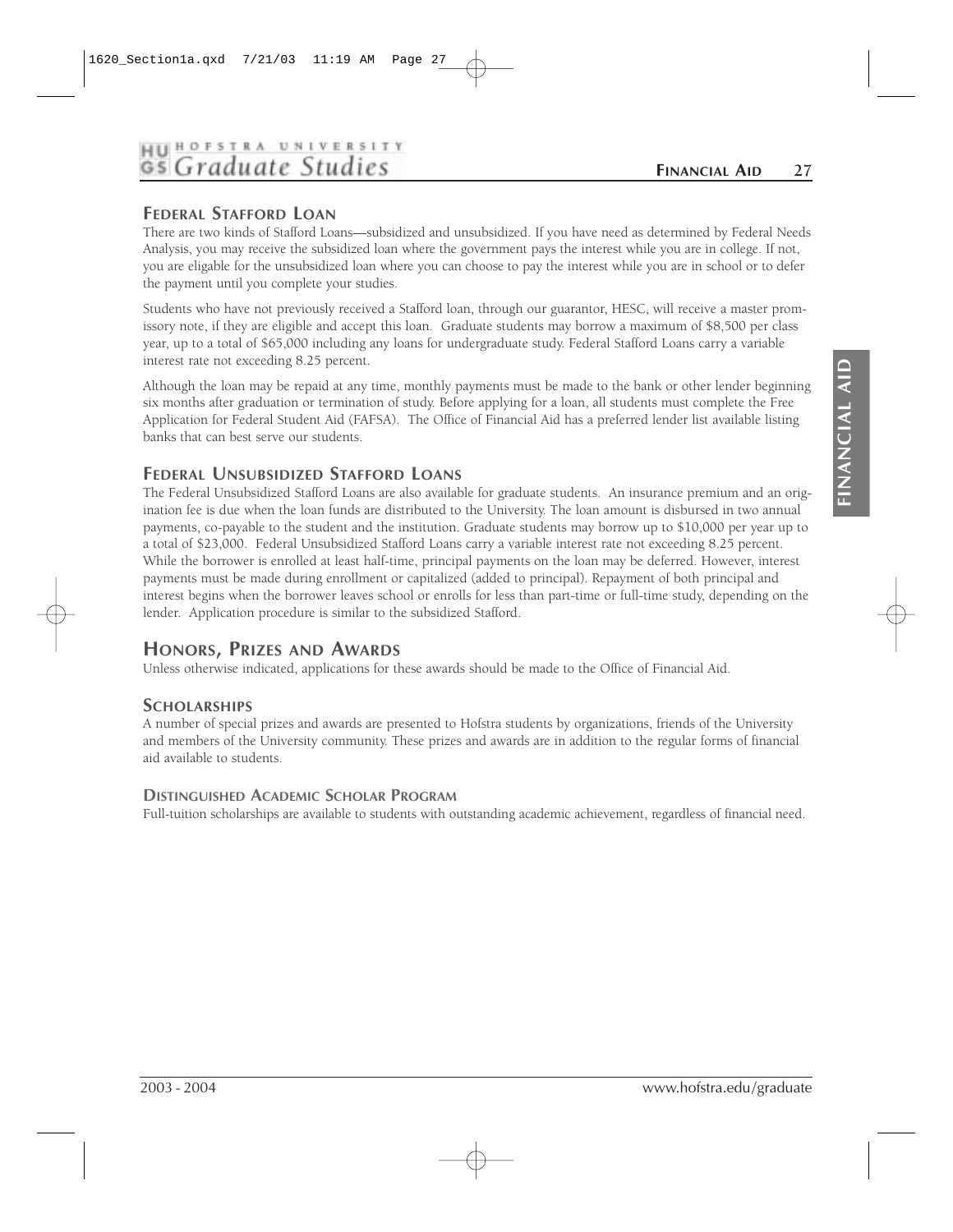## Federal Stafford Loan

There are two kinds of Stafford Loans—subsidized and unsubsidized. If you have need as determined by Federal Needs Analysis, you may receive the subsidized loan where the government pays the interest while you are in college. If not, you are eligable for the unsubsidized loan where you can choose to pay the interest while you are in school or to defer the payment until you complete your studies.

Students who have not previously received a Stafford loan, through our guarantor, HESC, will receive a master promissory note, if they are eligible and accept this loan. Graduate students may borrow a maximum of $8,500 per class year, up to a total of $65,000 including any loans for undergraduate study. Federal Stafford Loans carry a variable interest rate not exceeding 8.25 percent.

Although the loan may be repaid at any time, monthly payments must be made to the bank or other lender beginning six months after graduation or termination of study. Before applying for a loan, all students must complete the Free Application for Federal Student Aid (FAFSA). The Office of Financial Aid has a preferred lender list available listing banks that can best serve our students.

## Federal Unsubsidized Stafford Loans

The Federal Unsubsidized Stafford Loans are also available for graduate students. An insurance premium and an origination fee is due when the loan funds are distributed to the University. The loan amount is disbursed in two annual payments, co-payable to the student and the institution. Graduate students may borrow up to $10,000 per year up to a total of $23,000. Federal Unsubsidized Stafford Loans carry a variable interest rate not exceeding 8.25 percent. While the borrower is enrolled at least half-time, principal payments on the loan may be deferred. However, interest payments must be made during enrollment or capitalized (added to principal). Repayment of both principal and interest begins when the borrower leaves school or enrolls for less than part-time or full-time study, depending on the lender. Application procedure is similar to the subsidized Stafford.

# Honors, Prizes and Awards

Unless otherwise indicated, applications for these awards should be made to the Office of Financial Aid.

## Scholarships

A number of special prizes and awards are presented to Hofstra students by organizations, friends of the University and members of the University community. These prizes and awards are in addition to the regular forms of financial aid available to students.

### Distinguished Academic Scholar Program

Full-tuition scholarships are available to students with outstanding academic achievement, regardless of financial need.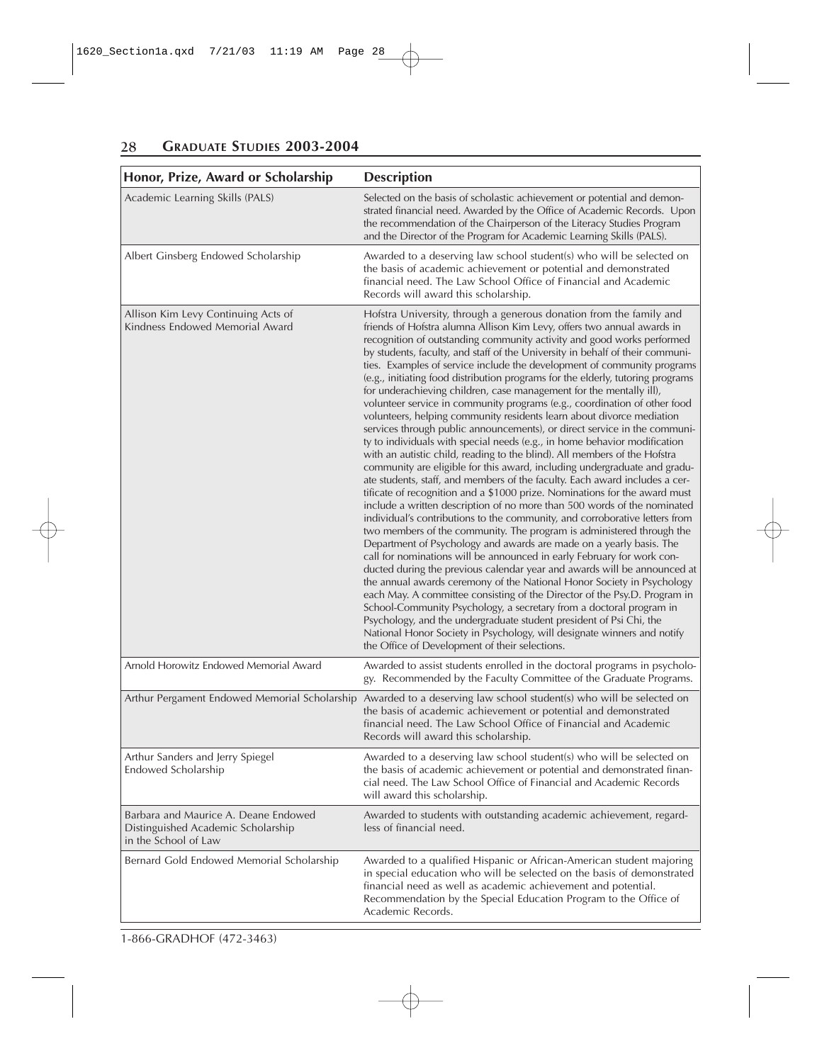| Honor, Prize, Award or Scholarship | Description |
|---|---|
| Academic Learning Skills (PALS) | Selected on the basis of scholastic achievement or potential and demonstrated financial need. Awarded by the Office of Academic Records. Upon the recommendation of the Chairperson of the Literacy Studies Program and the Director of the Program for Academic Learning Skills (PALS). |
| Albert Ginsberg Endowed Scholarship | Awarded to a deserving law school student(s) who will be selected on the basis of academic achievement or potential and demonstrated financial need. The Law School Office of Financial and Academic Records will award this scholarship. |
| Allison Kim Levy Continuing Acts of Kindness Endowed Memorial Award | Hofstra University, through a generous donation from the family and friends of Hofstra alumna Allison Kim Levy, offers two annual awards in recognition of outstanding community activity and good works performed by students, faculty, and staff of the University in behalf of their communities. Examples of service include the development of community programs (e.g., initiating food distribution programs for the elderly, tutoring programs for underachieving children, case management for the mentally ill), volunteer service in community programs (e.g., coordination of other food volunteers, helping community residents learn about divorce mediation services through public announcements), or direct service in the community to individuals with special needs (e.g., in home behavior modification with an autistic child, reading to the blind). All members of the Hofstra community are eligible for this award, including undergraduate and graduate students, staff, and members of the faculty. Each award includes a certificate of recognition and a $1000 prize. Nominations for the award must include a written description of no more than 500 words of the nominated individual's contributions to the community, and corroborative letters from two members of the community. The program is administered through the Department of Psychology and awards are made on a yearly basis. The call for nominations will be announced in early February for work conducted during the previous calendar year and awards will be announced at the annual awards ceremony of the National Honor Society in Psychology each May. A committee consisting of the Director of the Psy.D. Program in School-Community Psychology, a secretary from a doctoral program in Psychology, and the undergraduate student president of Psi Chi, the National Honor Society in Psychology, will designate winners and notify the Office of Development of their selections. |
| Arnold Horowitz Endowed Memorial Award | Awarded to assist students enrolled in the doctoral programs in psychology. Recommended by the Faculty Committee of the Graduate Programs. |
| Arthur Pergament Endowed Memorial Scholarship | Awarded to a deserving law school student(s) who will be selected on the basis of academic achievement or potential and demonstrated financial need. The Law School Office of Financial and Academic Records will award this scholarship. |
| Arthur Sanders and Jerry Spiegel Endowed Scholarship | Awarded to a deserving law school student(s) who will be selected on the basis of academic achievement or potential and demonstrated financial need. The Law School Office of Financial and Academic Records will award this scholarship. |
| Barbara and Maurice A. Deane Endowed Distinguished Academic Scholarship in the School of Law | Awarded to students with outstanding academic achievement, regardless of financial need. |
| Bernard Gold Endowed Memorial Scholarship | Awarded to a qualified Hispanic or African-American student majoring in special education who will be selected on the basis of demonstrated financial need as well as academic achievement and potential. Recommendation by the Special Education Program to the Office of Academic Records. |

1-866-GRADHOF (472-3463)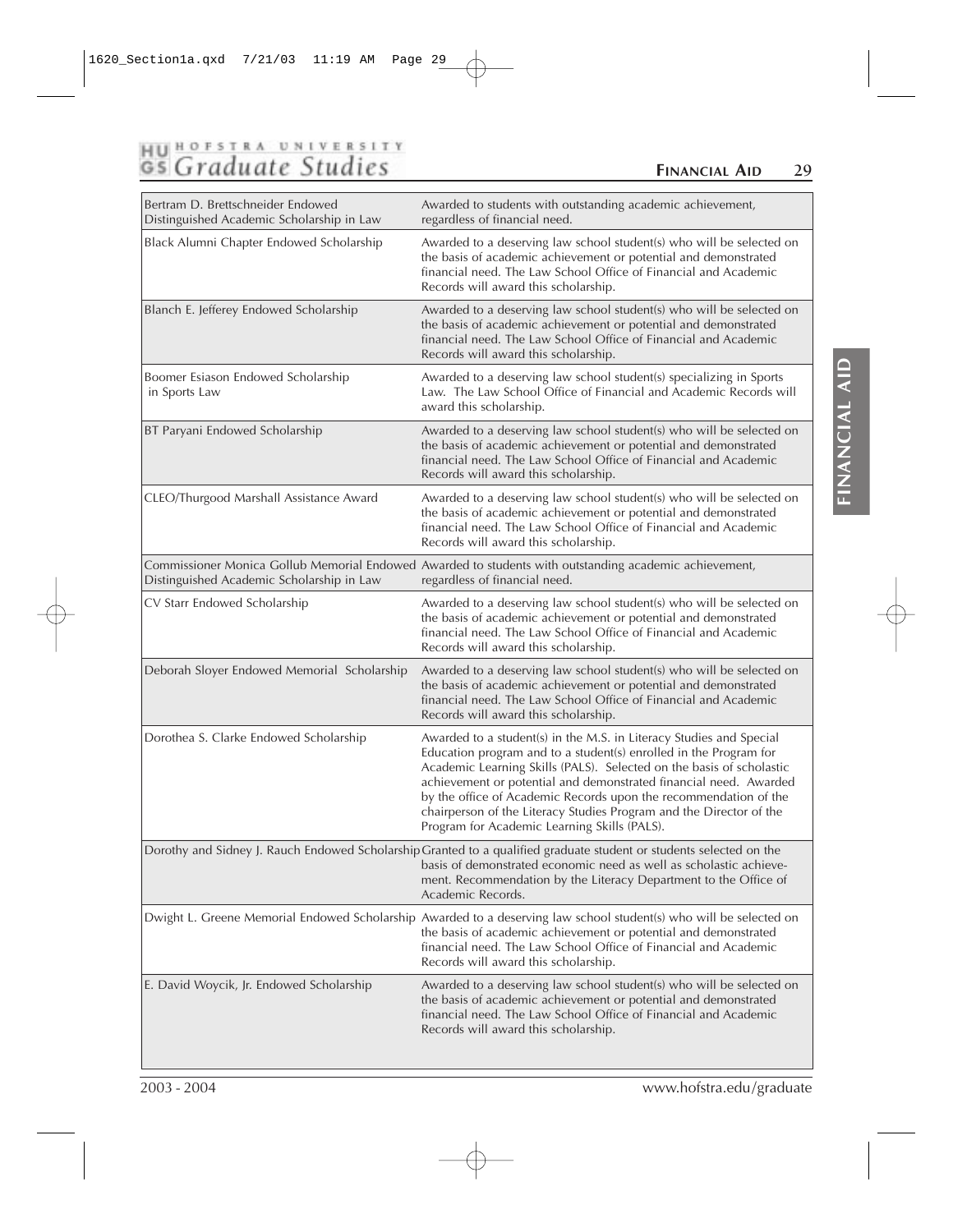| Scholarship | Description |
|---|---|
| Bertram D. Brettschneider Endowed Distinguished Academic Scholarship in Law | Awarded to students with outstanding academic achievement, regardless of financial need. |
| Black Alumni Chapter Endowed Scholarship | Awarded to a deserving law school student(s) who will be selected on the basis of academic achievement or potential and demonstrated financial need. The Law School Office of Financial and Academic Records will award this scholarship. |
| Blanch E. Jefferey Endowed Scholarship | Awarded to a deserving law school student(s) who will be selected on the basis of academic achievement or potential and demonstrated financial need. The Law School Office of Financial and Academic Records will award this scholarship. |
| Boomer Esiason Endowed Scholarship in Sports Law | Awarded to a deserving law school student(s) specializing in Sports Law. The Law School Office of Financial and Academic Records will award this scholarship. |
| BT Paryani Endowed Scholarship | Awarded to a deserving law school student(s) who will be selected on the basis of academic achievement or potential and demonstrated financial need. The Law School Office of Financial and Academic Records will award this scholarship. |
| CLEO/Thurgood Marshall Assistance Award | Awarded to a deserving law school student(s) who will be selected on the basis of academic achievement or potential and demonstrated financial need. The Law School Office of Financial and Academic Records will award this scholarship. |
| Commissioner Monica Gollub Memorial Endowed Distinguished Academic Scholarship in Law | Awarded to students with outstanding academic achievement, regardless of financial need. |
| CV Starr Endowed Scholarship | Awarded to a deserving law school student(s) who will be selected on the basis of academic achievement or potential and demonstrated financial need. The Law School Office of Financial and Academic Records will award this scholarship. |
| Deborah Sloyer Endowed Memorial Scholarship | Awarded to a deserving law school student(s) who will be selected on the basis of academic achievement or potential and demonstrated financial need. The Law School Office of Financial and Academic Records will award this scholarship. |
| Dorothea S. Clarke Endowed Scholarship | Awarded to a student(s) in the M.S. in Literacy Studies and Special Education program and to a student(s) enrolled in the Program for Academic Learning Skills (PALS). Selected on the basis of scholastic achievement or potential and demonstrated financial need. Awarded by the office of Academic Records upon the recommendation of the chairperson of the Literacy Studies Program and the Director of the Program for Academic Learning Skills (PALS). |
| Dorothy and Sidney J. Rauch Endowed Scholarship | Granted to a qualified graduate student or students selected on the basis of demonstrated economic need as well as scholastic achievement. Recommendation by the Literacy Department to the Office of Academic Records. |
| Dwight L. Greene Memorial Endowed Scholarship | Awarded to a deserving law school student(s) who will be selected on the basis of academic achievement or potential and demonstrated financial need. The Law School Office of Financial and Academic Records will award this scholarship. |
| E. David Woycik, Jr. Endowed Scholarship | Awarded to a deserving law school student(s) who will be selected on the basis of academic achievement or potential and demonstrated financial need. The Law School Office of Financial and Academic Records will award this scholarship. |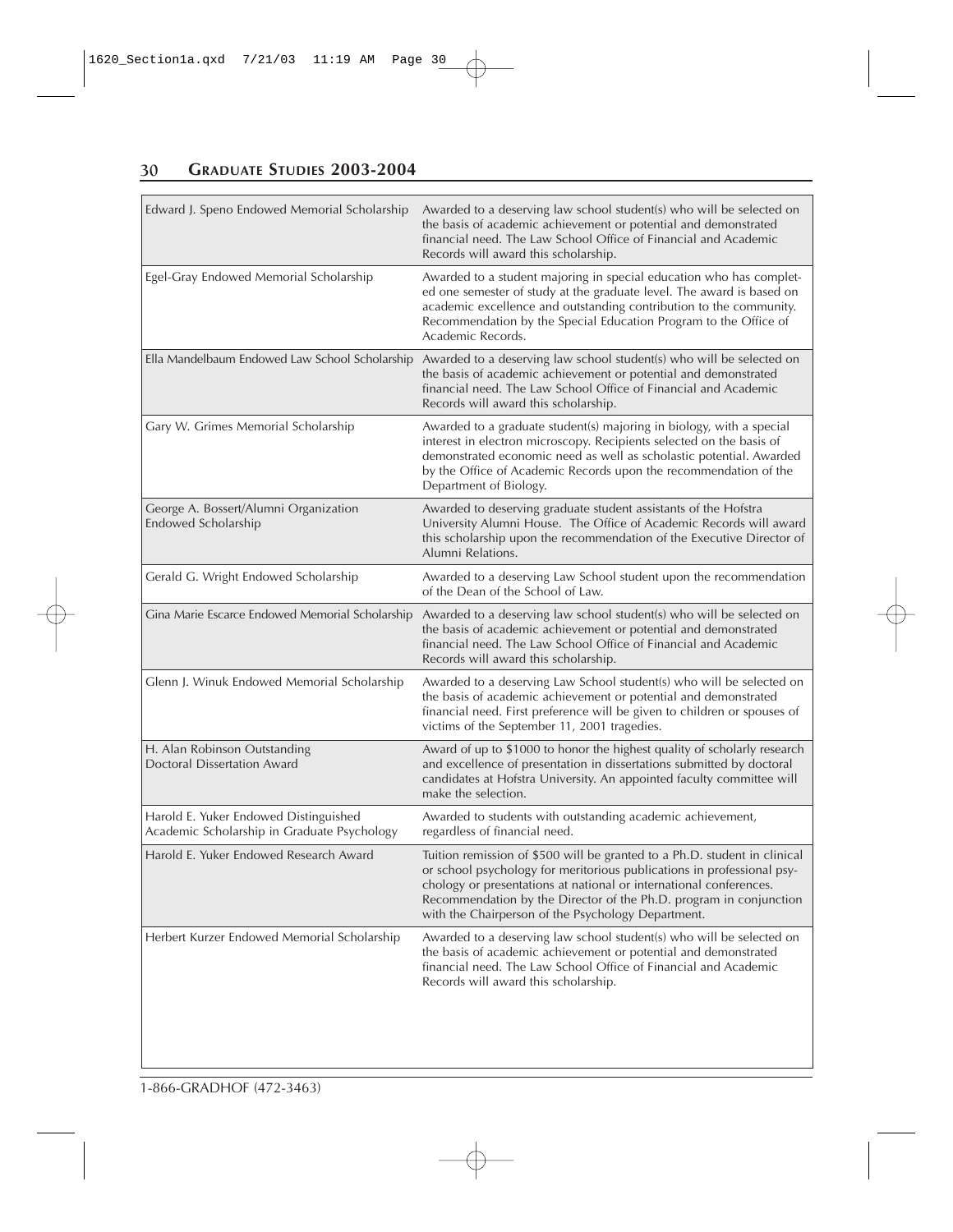| | |
|---|---|
| Edward J. Speno Endowed Memorial Scholarship | Awarded to a deserving law school student(s) who will be selected on the basis of academic achievement or potential and demonstrated financial need. The Law School Office of Financial and Academic Records will award this scholarship. |
| Egel-Gray Endowed Memorial Scholarship | Awarded to a student majoring in special education who has completed one semester of study at the graduate level. The award is based on academic excellence and outstanding contribution to the community. Recommendation by the Special Education Program to the Office of Academic Records. |
| Ella Mandelbaum Endowed Law School Scholarship | Awarded to a deserving law school student(s) who will be selected on the basis of academic achievement or potential and demonstrated financial need. The Law School Office of Financial and Academic Records will award this scholarship. |
| Gary W. Grimes Memorial Scholarship | Awarded to a graduate student(s) majoring in biology, with a special interest in electron microscopy. Recipients selected on the basis of demonstrated economic need as well as scholastic potential. Awarded by the Office of Academic Records upon the recommendation of the Department of Biology. |
| George A. Bossert/Alumni Organization Endowed Scholarship | Awarded to deserving graduate student assistants of the Hofstra University Alumni House. The Office of Academic Records will award this scholarship upon the recommendation of the Executive Director of Alumni Relations. |
| Gerald G. Wright Endowed Scholarship | Awarded to a deserving Law School student upon the recommendation of the Dean of the School of Law. |
| Gina Marie Escarce Endowed Memorial Scholarship | Awarded to a deserving law school student(s) who will be selected on the basis of academic achievement or potential and demonstrated financial need. The Law School Office of Financial and Academic Records will award this scholarship. |
| Glenn J. Winuk Endowed Memorial Scholarship | Awarded to a deserving Law School student(s) who will be selected on the basis of academic achievement or potential and demonstrated financial need. First preference will be given to children or spouses of victims of the September 11, 2001 tragedies. |
| H. Alan Robinson Outstanding Doctoral Dissertation Award | Award of up to $1000 to honor the highest quality of scholarly research and excellence of presentation in dissertations submitted by doctoral candidates at Hofstra University. An appointed faculty committee will make the selection. |
| Harold E. Yuker Endowed Distinguished Academic Scholarship in Graduate Psychology | Awarded to students with outstanding academic achievement, regardless of financial need. |
| Harold E. Yuker Endowed Research Award | Tuition remission of $500 will be granted to a Ph.D. student in clinical or school psychology for meritorious publications in professional psychology or presentations at national or international conferences. Recommendation by the Director of the Ph.D. program in conjunction with the Chairperson of the Psychology Department. |
| Herbert Kurzer Endowed Memorial Scholarship | Awarded to a deserving law school student(s) who will be selected on the basis of academic achievement or potential and demonstrated financial need. The Law School Office of Financial and Academic Records will award this scholarship. |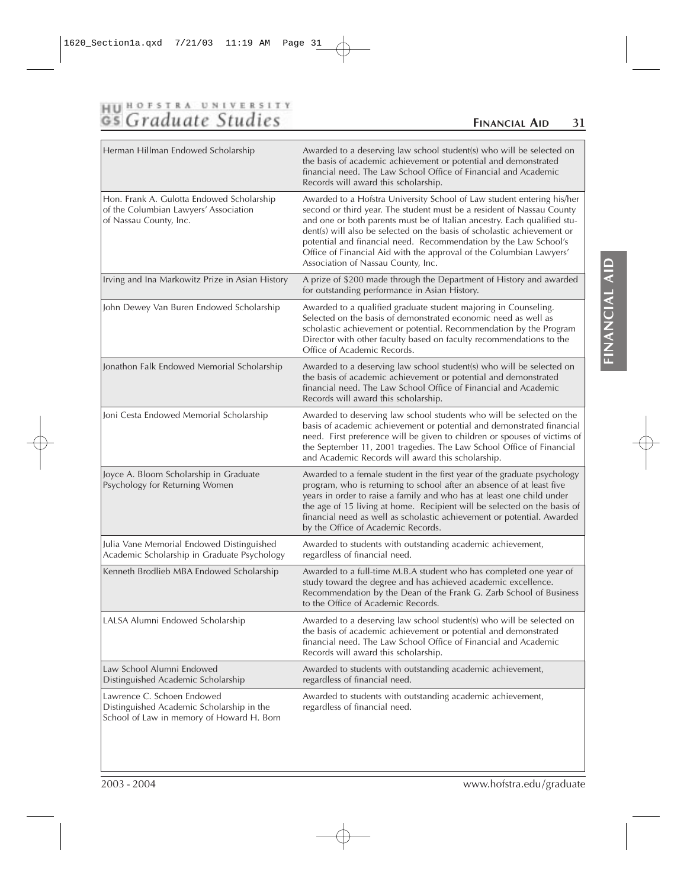| Scholarship | Description |
| --- | --- |
| Herman Hillman Endowed Scholarship | Awarded to a deserving law school student(s) who will be selected on the basis of academic achievement or potential and demonstrated financial need. The Law School Office of Financial and Academic Records will award this scholarship. |
| Hon. Frank A. Gulotta Endowed Scholarship of the Columbian Lawyers' Association of Nassau County, Inc. | Awarded to a Hofstra University School of Law student entering his/her second or third year. The student must be a resident of Nassau County and one or both parents must be of Italian ancestry. Each qualified student(s) will also be selected on the basis of scholastic achievement or potential and financial need. Recommendation by the Law School's Office of Financial Aid with the approval of the Columbian Lawyers' Association of Nassau County, Inc. |
| Irving and Ina Markowitz Prize in Asian History | A prize of $200 made through the Department of History and awarded for outstanding performance in Asian History. |
| John Dewey Van Buren Endowed Scholarship | Awarded to a qualified graduate student majoring in Counseling. Selected on the basis of demonstrated economic need as well as scholastic achievement or potential. Recommendation by the Program Director with other faculty based on faculty recommendations to the Office of Academic Records. |
| Jonathon Falk Endowed Memorial Scholarship | Awarded to a deserving law school student(s) who will be selected on the basis of academic achievement or potential and demonstrated financial need. The Law School Office of Financial and Academic Records will award this scholarship. |
| Joni Cesta Endowed Memorial Scholarship | Awarded to deserving law school students who will be selected on the basis of academic achievement or potential and demonstrated financial need. First preference will be given to children or spouses of victims of the September 11, 2001 tragedies. The Law School Office of Financial and Academic Records will award this scholarship. |
| Joyce A. Bloom Scholarship in Graduate Psychology for Returning Women | Awarded to a female student in the first year of the graduate psychology program, who is returning to school after an absence of at least five years in order to raise a family and who has at least one child under the age of 15 living at home. Recipient will be selected on the basis of financial need as well as scholastic achievement or potential. Awarded by the Office of Academic Records. |
| Julia Vane Memorial Endowed Distinguished Academic Scholarship in Graduate Psychology | Awarded to students with outstanding academic achievement, regardless of financial need. |
| Kenneth Brodlieb MBA Endowed Scholarship | Awarded to a full-time M.B.A student who has completed one year of study toward the degree and has achieved academic excellence. Recommendation by the Dean of the Frank G. Zarb School of Business to the Office of Academic Records. |
| LALSA Alumni Endowed Scholarship | Awarded to a deserving law school student(s) who will be selected on the basis of academic achievement or potential and demonstrated financial need. The Law School Office of Financial and Academic Records will award this scholarship. |
| Law School Alumni Endowed Distinguished Academic Scholarship | Awarded to students with outstanding academic achievement, regardless of financial need. |
| Lawrence C. Schoen Endowed Distinguished Academic Scholarship in the School of Law in memory of Howard H. Born | Awarded to students with outstanding academic achievement, regardless of financial need. |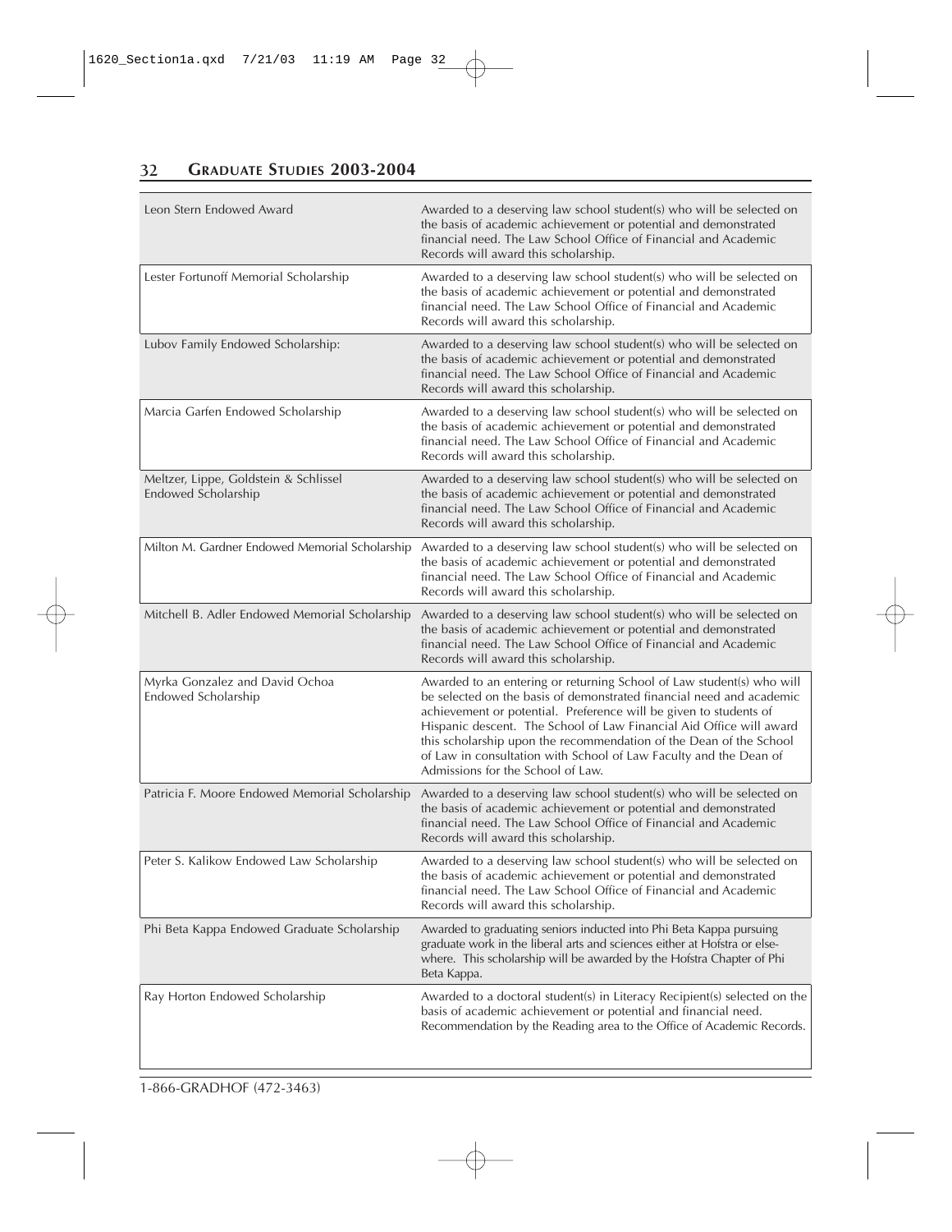| Scholarship | Description |
|---|---|
| Leon Stern Endowed Award | Awarded to a deserving law school student(s) who will be selected on the basis of academic achievement or potential and demonstrated financial need. The Law School Office of Financial and Academic Records will award this scholarship. |
| Lester Fortunoff Memorial Scholarship | Awarded to a deserving law school student(s) who will be selected on the basis of academic achievement or potential and demonstrated financial need. The Law School Office of Financial and Academic Records will award this scholarship. |
| Lubov Family Endowed Scholarship: | Awarded to a deserving law school student(s) who will be selected on the basis of academic achievement or potential and demonstrated financial need. The Law School Office of Financial and Academic Records will award this scholarship. |
| Marcia Garfen Endowed Scholarship | Awarded to a deserving law school student(s) who will be selected on the basis of academic achievement or potential and demonstrated financial need. The Law School Office of Financial and Academic Records will award this scholarship. |
| Meltzer, Lippe, Goldstein & Schlissel Endowed Scholarship | Awarded to a deserving law school student(s) who will be selected on the basis of academic achievement or potential and demonstrated financial need. The Law School Office of Financial and Academic Records will award this scholarship. |
| Milton M. Gardner Endowed Memorial Scholarship | Awarded to a deserving law school student(s) who will be selected on the basis of academic achievement or potential and demonstrated financial need. The Law School Office of Financial and Academic Records will award this scholarship. |
| Mitchell B. Adler Endowed Memorial Scholarship | Awarded to a deserving law school student(s) who will be selected on the basis of academic achievement or potential and demonstrated financial need. The Law School Office of Financial and Academic Records will award this scholarship. |
| Myrka Gonzalez and David Ochoa Endowed Scholarship | Awarded to an entering or returning School of Law student(s) who will be selected on the basis of demonstrated financial need and academic achievement or potential. Preference will be given to students of Hispanic descent. The School of Law Financial Aid Office will award this scholarship upon the recommendation of the Dean of the School of Law in consultation with School of Law Faculty and the Dean of Admissions for the School of Law. |
| Patricia F. Moore Endowed Memorial Scholarship | Awarded to a deserving law school student(s) who will be selected on the basis of academic achievement or potential and demonstrated financial need. The Law School Office of Financial and Academic Records will award this scholarship. |
| Peter S. Kalikow Endowed Law Scholarship | Awarded to a deserving law school student(s) who will be selected on the basis of academic achievement or potential and demonstrated financial need. The Law School Office of Financial and Academic Records will award this scholarship. |
| Phi Beta Kappa Endowed Graduate Scholarship | Awarded to graduating seniors inducted into Phi Beta Kappa pursuing graduate work in the liberal arts and sciences either at Hofstra or elsewhere. This scholarship will be awarded by the Hofstra Chapter of Phi Beta Kappa. |
| Ray Horton Endowed Scholarship | Awarded to a doctoral student(s) in Literacy Recipient(s) selected on the basis of academic achievement or potential and financial need. Recommendation by the Reading area to the Office of Academic Records. |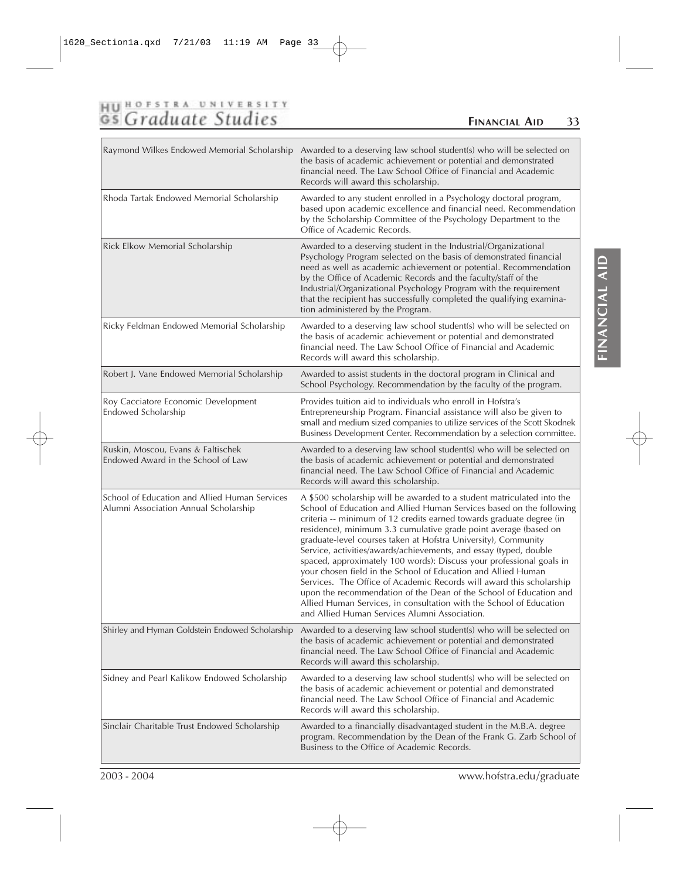| | |
|---|---|
| Raymond Wilkes Endowed Memorial Scholarship | Awarded to a deserving law school student(s) who will be selected on the basis of academic achievement or potential and demonstrated financial need. The Law School Office of Financial and Academic Records will award this scholarship. |
| Rhoda Tartak Endowed Memorial Scholarship | Awarded to any student enrolled in a Psychology doctoral program, based upon academic excellence and financial need. Recommendation by the Scholarship Committee of the Psychology Department to the Office of Academic Records. |
| Rick Elkow Memorial Scholarship | Awarded to a deserving student in the Industrial/Organizational Psychology Program selected on the basis of demonstrated financial need as well as academic achievement or potential. Recommendation by the Office of Academic Records and the faculty/staff of the Industrial/Organizational Psychology Program with the requirement that the recipient has successfully completed the qualifying examination administered by the Program. |
| Ricky Feldman Endowed Memorial Scholarship | Awarded to a deserving law school student(s) who will be selected on the basis of academic achievement or potential and demonstrated financial need. The Law School Office of Financial and Academic Records will award this scholarship. |
| Robert J. Vane Endowed Memorial Scholarship | Awarded to assist students in the doctoral program in Clinical and School Psychology. Recommendation by the faculty of the program. |
| Roy Cacciatore Economic Development Endowed Scholarship | Provides tuition aid to individuals who enroll in Hofstra's Entrepreneurship Program. Financial assistance will also be given to small and medium sized companies to utilize services of the Scott Skodnek Business Development Center. Recommendation by a selection committee. |
| Ruskin, Moscou, Evans & Faltischek Endowed Award in the School of Law | Awarded to a deserving law school student(s) who will be selected on the basis of academic achievement or potential and demonstrated financial need. The Law School Office of Financial and Academic Records will award this scholarship. |
| School of Education and Allied Human Services Alumni Association Annual Scholarship | A $500 scholarship will be awarded to a student matriculated into the School of Education and Allied Human Services based on the following criteria -- minimum of 12 credits earned towards graduate degree (in residence), minimum 3.3 cumulative grade point average (based on graduate-level courses taken at Hofstra University), Community Service, activities/awards/achievements, and essay (typed, double spaced, approximately 100 words): Discuss your professional goals in your chosen field in the School of Education and Allied Human Services. The Office of Academic Records will award this scholarship upon the recommendation of the Dean of the School of Education and Allied Human Services, in consultation with the School of Education and Allied Human Services Alumni Association. |
| Shirley and Hyman Goldstein Endowed Scholarship | Awarded to a deserving law school student(s) who will be selected on the basis of academic achievement or potential and demonstrated financial need. The Law School Office of Financial and Academic Records will award this scholarship. |
| Sidney and Pearl Kalikow Endowed Scholarship | Awarded to a deserving law school student(s) who will be selected on the basis of academic achievement or potential and demonstrated financial need. The Law School Office of Financial and Academic Records will award this scholarship. |
| Sinclair Charitable Trust Endowed Scholarship | Awarded to a financially disadvantaged student in the M.B.A. degree program. Recommendation by the Dean of the Frank G. Zarb School of Business to the Office of Academic Records. |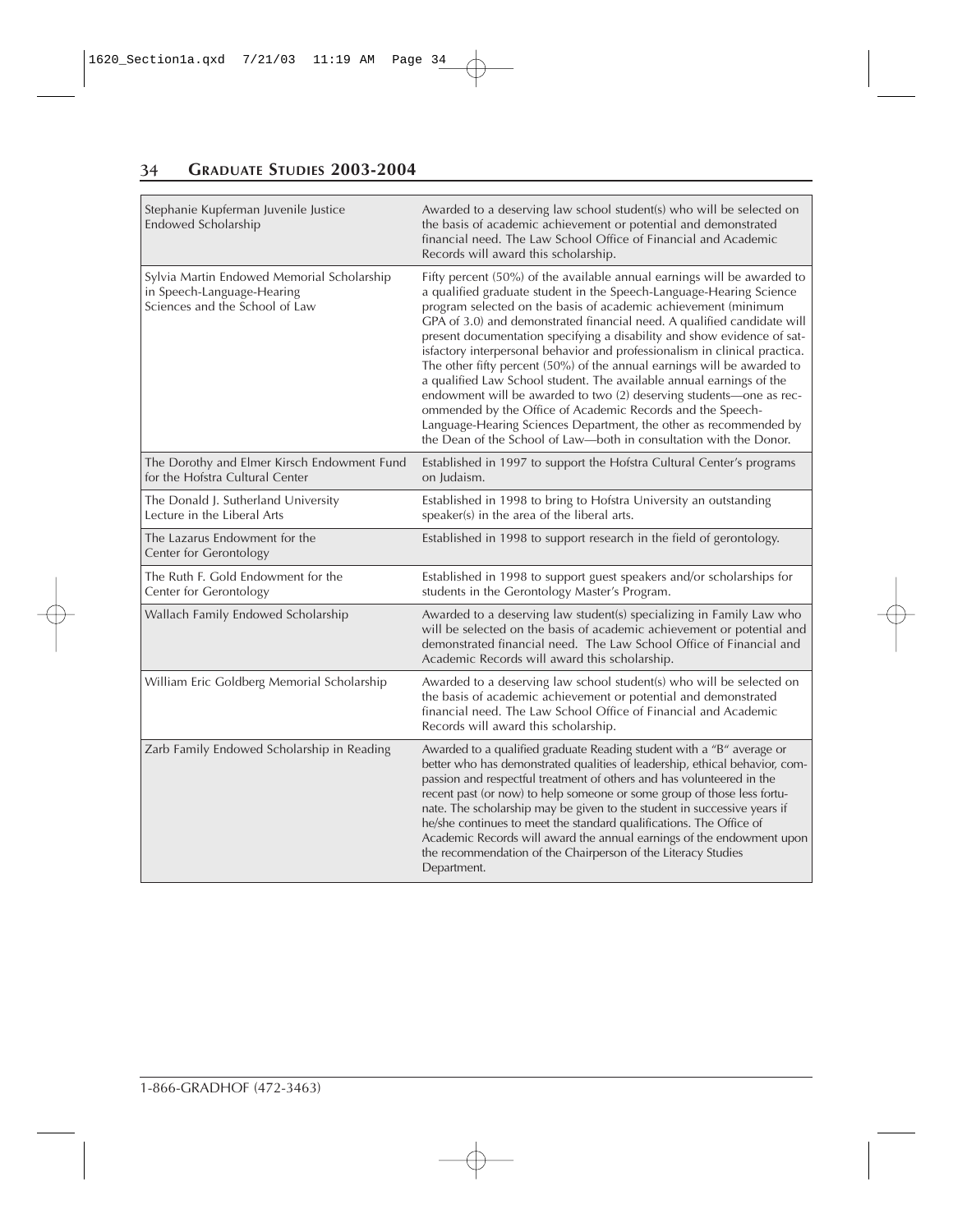| | |
|---|---|
| Stephanie Kupferman Juvenile Justice Endowed Scholarship | Awarded to a deserving law school student(s) who will be selected on the basis of academic achievement or potential and demonstrated financial need. The Law School Office of Financial and Academic Records will award this scholarship. |
| Sylvia Martin Endowed Memorial Scholarship in Speech-Language-Hearing Sciences and the School of Law | Fifty percent (50%) of the available annual earnings will be awarded to a qualified graduate student in the Speech-Language-Hearing Science program selected on the basis of academic achievement (minimum GPA of 3.0) and demonstrated financial need. A qualified candidate will present documentation specifying a disability and show evidence of satisfactory interpersonal behavior and professionalism in clinical practica. The other fifty percent (50%) of the annual earnings will be awarded to a qualified Law School student. The available annual earnings of the endowment will be awarded to two (2) deserving students—one as recommended by the Office of Academic Records and the Speech-Language-Hearing Sciences Department, the other as recommended by the Dean of the School of Law—both in consultation with the Donor. |
| The Dorothy and Elmer Kirsch Endowment Fund for the Hofstra Cultural Center | Established in 1997 to support the Hofstra Cultural Center's programs on Judaism. |
| The Donald J. Sutherland University Lecture in the Liberal Arts | Established in 1998 to bring to Hofstra University an outstanding speaker(s) in the area of the liberal arts. |
| The Lazarus Endowment for the Center for Gerontology | Established in 1998 to support research in the field of gerontology. |
| The Ruth F. Gold Endowment for the Center for Gerontology | Established in 1998 to support guest speakers and/or scholarships for students in the Gerontology Master's Program. |
| Wallach Family Endowed Scholarship | Awarded to a deserving law student(s) specializing in Family Law who will be selected on the basis of academic achievement or potential and demonstrated financial need. The Law School Office of Financial and Academic Records will award this scholarship. |
| William Eric Goldberg Memorial Scholarship | Awarded to a deserving law school student(s) who will be selected on the basis of academic achievement or potential and demonstrated financial need. The Law School Office of Financial and Academic Records will award this scholarship. |
| Zarb Family Endowed Scholarship in Reading | Awarded to a qualified graduate Reading student with a "B" average or better who has demonstrated qualities of leadership, ethical behavior, compassion and respectful treatment of others and has volunteered in the recent past (or now) to help someone or some group of those less fortunate. The scholarship may be given to the student in successive years if he/she continues to meet the standard qualifications. The Office of Academic Records will award the annual earnings of the endowment upon the recommendation of the Chairperson of the Literacy Studies Department. |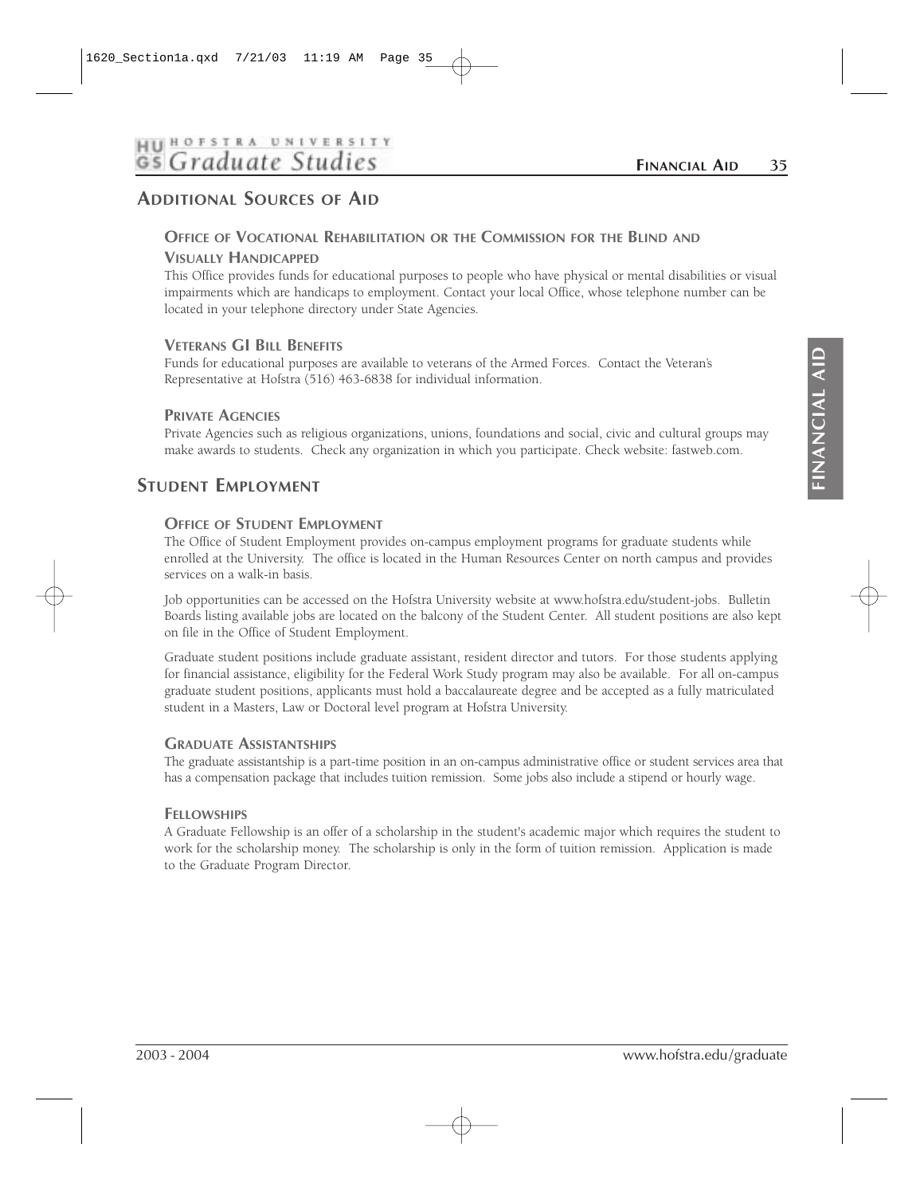## Additional Sources of Aid

### Office of Vocational Rehabilitation or the Commission for the Blind and Visually Handicapped

This Office provides funds for educational purposes to people who have physical or mental disabilities or visual impairments which are handicaps to employment. Contact your local Office, whose telephone number can be located in your telephone directory under State Agencies.

### Veterans GI Bill Benefits

Funds for educational purposes are available to veterans of the Armed Forces. Contact the Veteran's Representative at Hofstra (516) 463-6838 for individual information.

### Private Agencies

Private Agencies such as religious organizations, unions, foundations and social, civic and cultural groups may make awards to students. Check any organization in which you participate. Check website: fastweb.com.

## Student Employment

### Office of Student Employment

The Office of Student Employment provides on-campus employment programs for graduate students while enrolled at the University. The office is located in the Human Resources Center on north campus and provides services on a walk-in basis.

Job opportunities can be accessed on the Hofstra University website at www.hofstra.edu/student-jobs. Bulletin Boards listing available jobs are located on the balcony of the Student Center. All student positions are also kept on file in the Office of Student Employment.

Graduate student positions include graduate assistant, resident director and tutors. For those students applying for financial assistance, eligibility for the Federal Work Study program may also be available. For all on-campus graduate student positions, applicants must hold a baccalaureate degree and be accepted as a fully matriculated student in a Masters, Law or Doctoral level program at Hofstra University.

### Graduate Assistantships

The graduate assistantship is a part-time position in an on-campus administrative office or student services area that has a compensation package that includes tuition remission. Some jobs also include a stipend or hourly wage.

### Fellowships

A Graduate Fellowship is an offer of a scholarship in the student's academic major which requires the student to work for the scholarship money. The scholarship is only in the form of tuition remission. Application is made to the Graduate Program Director.